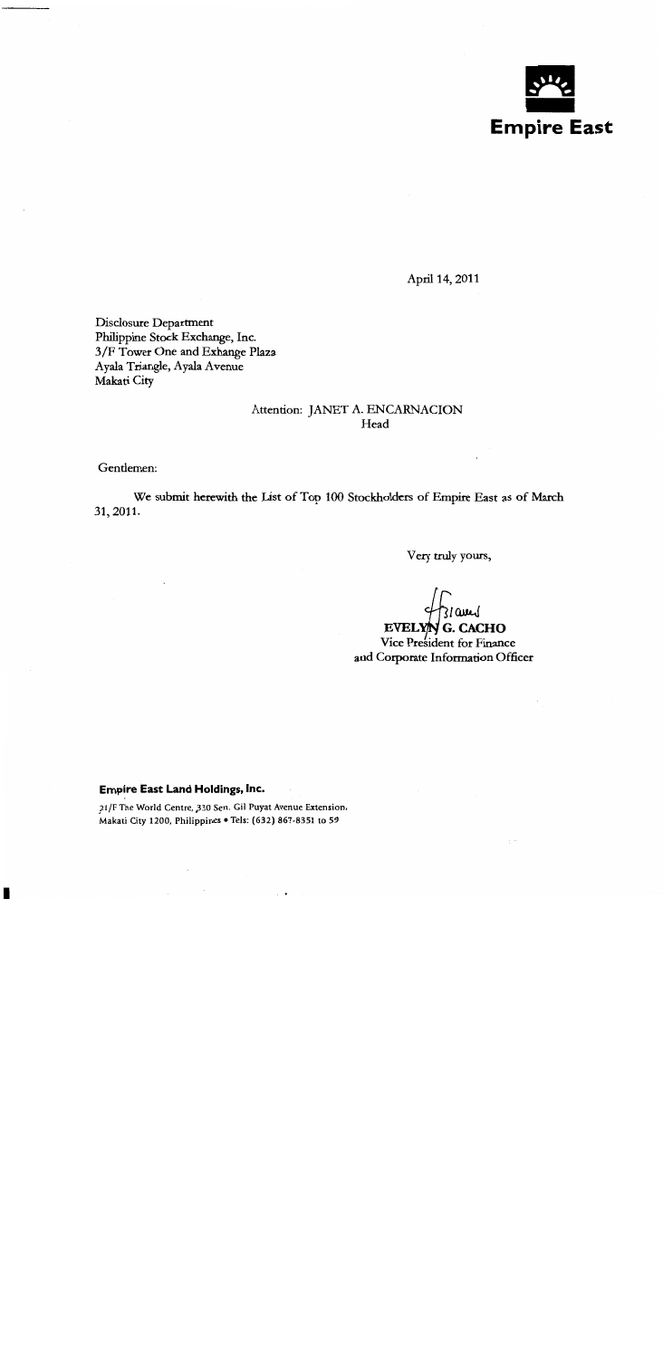**Empire East**

April 14, 2011

Disclosure Department
Philippine Stock Exchange, Inc.
3/F Tower One and Exhange Plaza
Ayala Triangle, Ayala Avenue
Makati City

Attention: JANET A. ENCARNACION
Head

Gentlemen:

We submit herewith the List of Top 100 Stockholders of Empire East as of March 31, 2011.

Very truly yours,

**EVELYN G. CACHO**
Vice President for Finance
and Corporate Information Officer

**Empire East Land Holdings, Inc.**

21/F The World Centre, 330 Sen. Gil Puyat Avenue Extension, Makati City 1200, Philippines • Tels: (632) 867-8351 to 59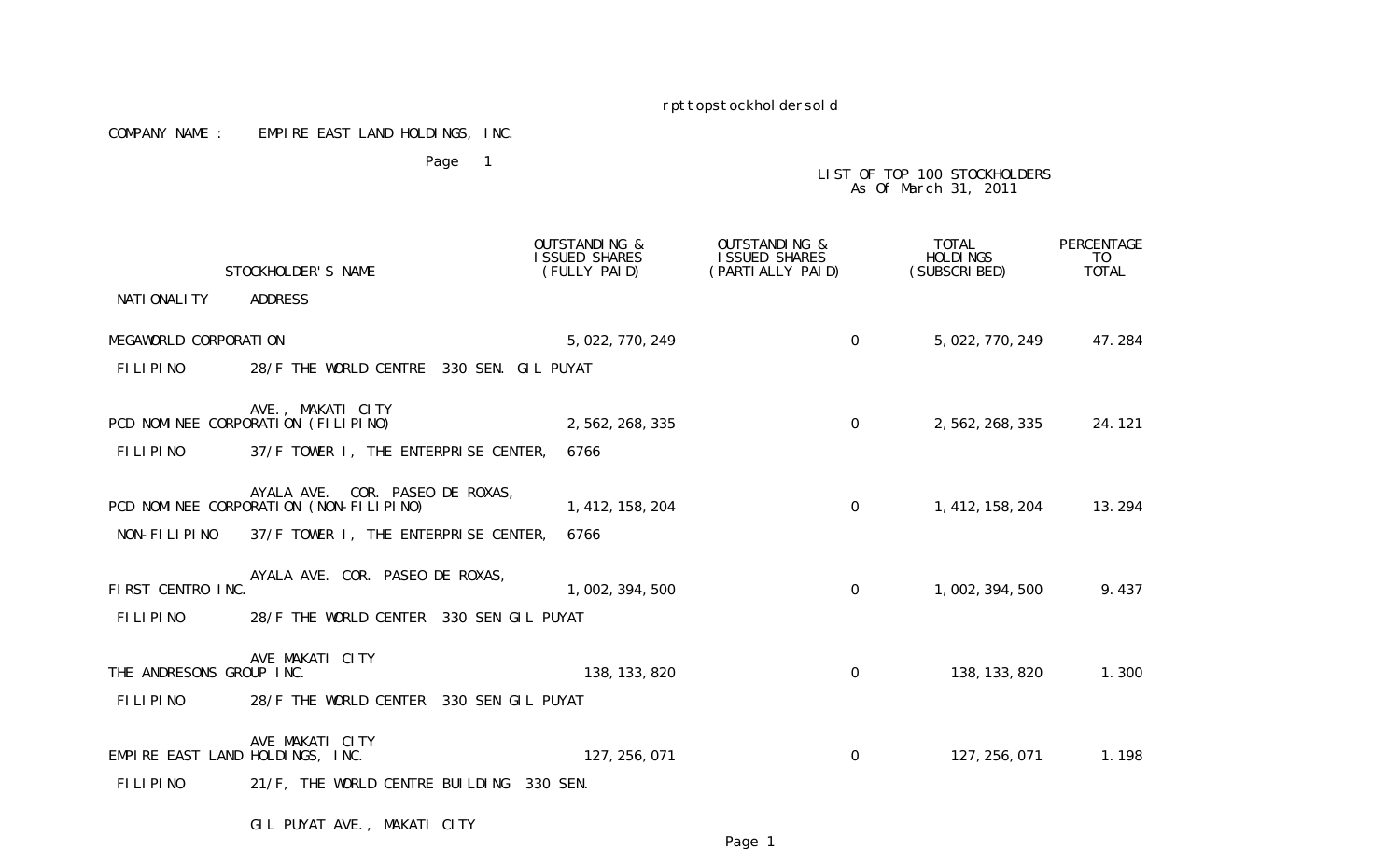rpttopstockholdersold

COMPANY NAME : EMPIRE EAST LAND HOLDINGS, INC.

Page 1

LIST OF TOP 100 STOCKHOLDERS
As Of March 31, 2011

| STOCKHOLDER'S NAME | OUTSTANDING & ISSUED SHARES (FULLY PAID) | OUTSTANDING & ISSUED SHARES (PARTIALLY PAID) | TOTAL HOLDINGS (SUBSCRIBED) | PERCENTAGE TO TOTAL |
|---|---|---|---|---|
| NATIONALITY / ADDRESS | | | | |
| MEGAWORLD CORPORATION | 5,022,770,249 | 0 | 5,022,770,249 | 47.284 |
| FILIPINO / 28/F THE WORLD CENTRE 330 SEN. GIL PUYAT AVE., MAKATI CITY | | | | |
| PCD NOMINEE CORPORATION (FILIPINO) | 2,562,268,335 | 0 | 2,562,268,335 | 24.121 |
| FILIPINO / 37/F TOWER I, THE ENTERPRISE CENTER, 6766 AYALA AVE. COR. PASEO DE ROXAS, | | | | |
| PCD NOMINEE CORPORATION (NON-FILIPINO) | 1,412,158,204 | 0 | 1,412,158,204 | 13.294 |
| NON-FILIPINO / 37/F TOWER I, THE ENTERPRISE CENTER, 6766 AYALA AVE. COR. PASEO DE ROXAS, | | | | |
| FIRST CENTRO INC. | 1,002,394,500 | 0 | 1,002,394,500 | 9.437 |
| FILIPINO / 28/F THE WORLD CENTER 330 SEN GIL PUYAT AVE MAKATI CITY | | | | |
| THE ANDRESONS GROUP INC. | 138,133,820 | 0 | 138,133,820 | 1.300 |
| FILIPINO / 28/F THE WORLD CENTER 330 SEN GIL PUYAT AVE MAKATI CITY | | | | |
| EMPIRE EAST LAND HOLDINGS, INC. | 127,256,071 | 0 | 127,256,071 | 1.198 |
| FILIPINO / 21/F, THE WORLD CENTRE BUILDING 330 SEN. GIL PUYAT AVE., MAKATI CITY | | | | |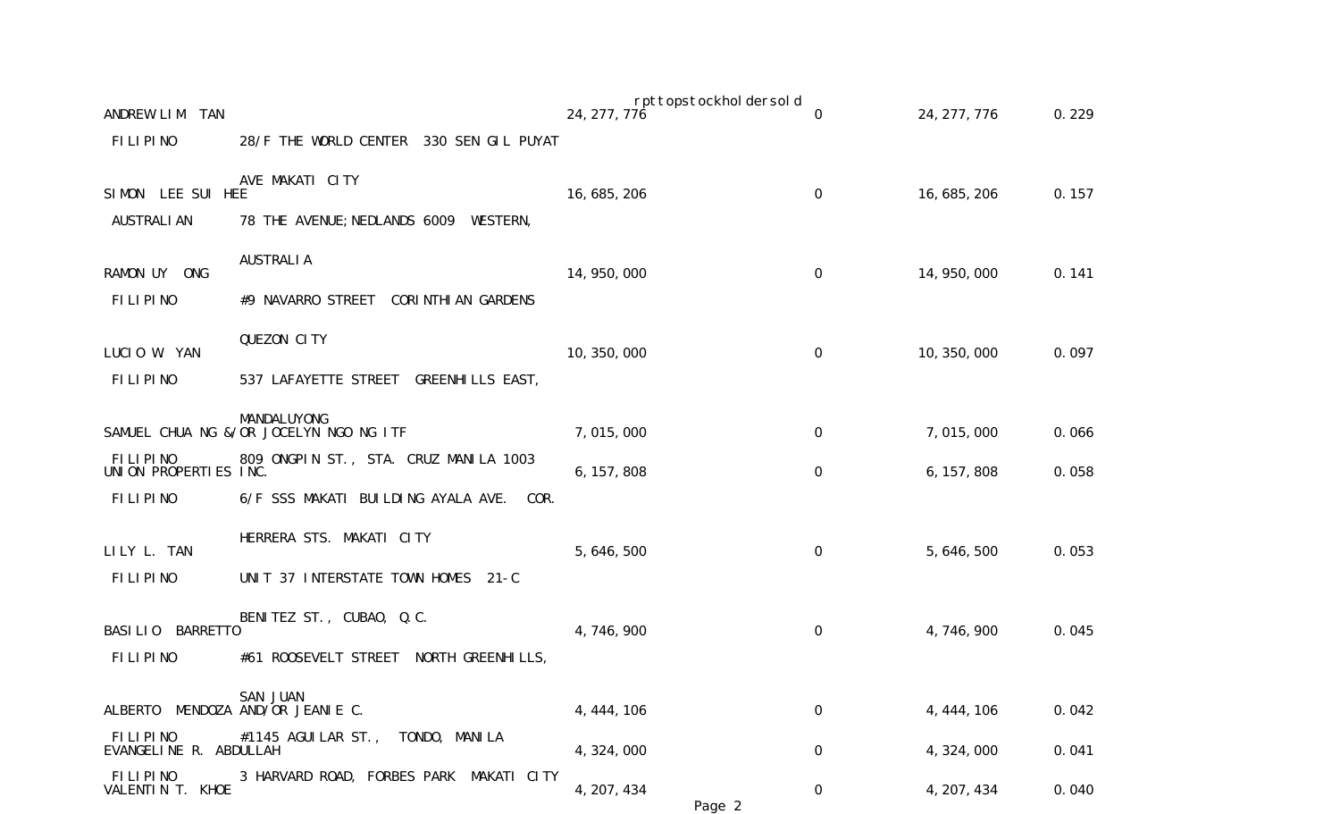rpttopstockholdersold

| Name | Nationality | Address | Shares | | Shares | Total | % |
|---|---|---|---|---|---|---|---|
| ANDREW LIM TAN | FILIPINO | 28/F THE WORLD CENTER 330 SEN GIL PUYAT AVE MAKATI CITY | 24,277,776 | | 0 | 24,277,776 | 0.229 |
| SIMON LEE SUI HEE | AUSTRALIAN | 78 THE AVENUE;NEDLANDS 6009 WESTERN, AUSTRALIA | 16,685,206 | | 0 | 16,685,206 | 0.157 |
| RAMON UY ONG | FILIPINO | #9 NAVARRO STREET CORINTHIAN GARDENS QUEZON CITY | 14,950,000 | | 0 | 14,950,000 | 0.141 |
| LUCIO W. YAN | FILIPINO | 537 LAFAYETTE STREET GREENHILLS EAST, MANDALUYONG | 10,350,000 | | 0 | 10,350,000 | 0.097 |
| SAMUEL CHUA NG &/OR JOCELYN NGO NG ITF | FILIPINO | 809 ONGPIN ST., STA. CRUZ MANILA 1003 | 7,015,000 | | 0 | 7,015,000 | 0.066 |
| UNION PROPERTIES INC. | FILIPINO | 6/F SSS MAKATI BUILDING AYALA AVE. COR. HERRERA STS. MAKATI CITY | 6,157,808 | | 0 | 6,157,808 | 0.058 |
| LILY L. TAN | FILIPINO | UNIT 37 INTERSTATE TOWN HOMES 21-C BENITEZ ST., CUBAO, Q.C. | 5,646,500 | | 0 | 5,646,500 | 0.053 |
| BASILIO BARRETTO | FILIPINO | #61 ROOSEVELT STREET NORTH GREENHILLS, SAN JUAN | 4,746,900 | | 0 | 4,746,900 | 0.045 |
| ALBERTO MENDOZA AND/OR JEANIE C. | FILIPINO | #1145 AGUILAR ST., TONDO, MANILA | 4,444,106 | | 0 | 4,444,106 | 0.042 |
| EVANGELINE R. ABDULLAH | FILIPINO | 3 HARVARD ROAD, FORBES PARK MAKATI CITY | 4,324,000 | | 0 | 4,324,000 | 0.041 |
| VALENTIN T. KHOE | | | 4,207,434 | | 0 | 4,207,434 | 0.040 |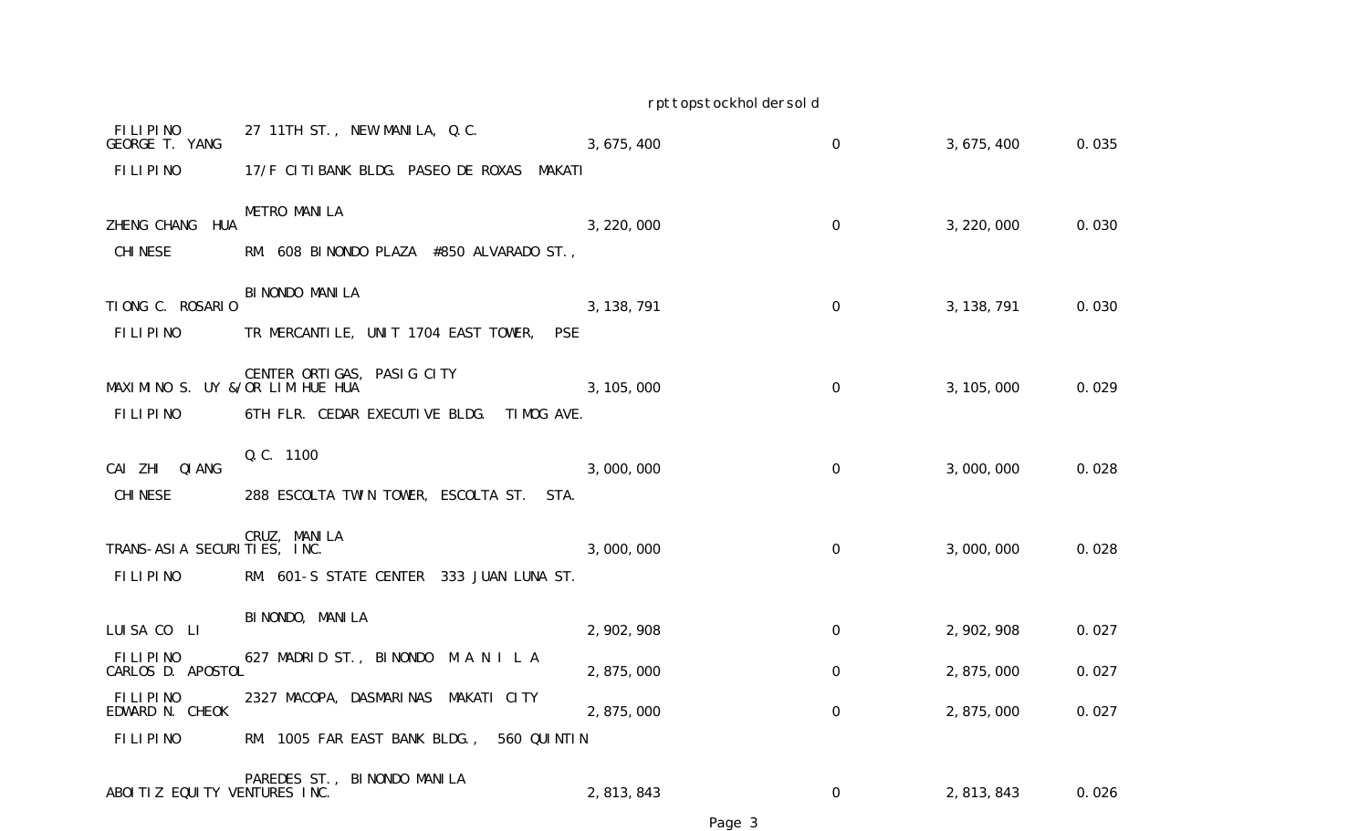| Name | Nationality | Address | Shares | | Total | % |
|---|---|---|---|---|---|---|
| | FILIPINO | 27 11TH ST., NEW MANILA, Q.C. | | | | |
| GEORGE T. YANG | FILIPINO | 17/F CITIBANK BLDG. PASEO DE ROXAS MAKATI METRO MANILA | 3,675,400 | 0 | 3,675,400 | 0.035 |
| ZHENG CHANG HUA | CHINESE | RM. 608 BINONDO PLAZA #850 ALVARADO ST., BINONDO MANILA | 3,220,000 | 0 | 3,220,000 | 0.030 |
| TIONG C. ROSARIO | FILIPINO | TR MERCANTILE, UNIT 1704 EAST TOWER, PSE CENTER ORTIGAS, PASIG CITY | 3,138,791 | 0 | 3,138,791 | 0.030 |
| MAXIMINO S. UY &/OR LIM HUE HUA | FILIPINO | 6TH FLR. CEDAR EXECUTIVE BLDG. TIMOG AVE. Q.C. 1100 | 3,105,000 | 0 | 3,105,000 | 0.029 |
| CAI ZHI QIANG | CHINESE | 288 ESCOLTA TWIN TOWER, ESCOLTA ST. STA. CRUZ, MANILA | 3,000,000 | 0 | 3,000,000 | 0.028 |
| TRANS-ASIA SECURITIES, INC. | FILIPINO | RM. 601-S STATE CENTER 333 JUAN LUNA ST. BINONDO, MANILA | 3,000,000 | 0 | 3,000,000 | 0.028 |
| LUISA CO LI | FILIPINO | 627 MADRID ST., BINONDO M A N I L A | 2,902,908 | 0 | 2,902,908 | 0.027 |
| CARLOS D. APOSTOL | FILIPINO | 2327 MACOPA, DASMARINAS MAKATI CITY | 2,875,000 | 0 | 2,875,000 | 0.027 |
| EDWARD N. CHEOK | FILIPINO | RM. 1005 FAR EAST BANK BLDG., 560 QUINTIN PAREDES ST., BINONDO MANILA | 2,875,000 | 0 | 2,875,000 | 0.027 |
| ABOITIZ EQUITY VENTURES INC. | | | 2,813,843 | 0 | 2,813,843 | 0.026 |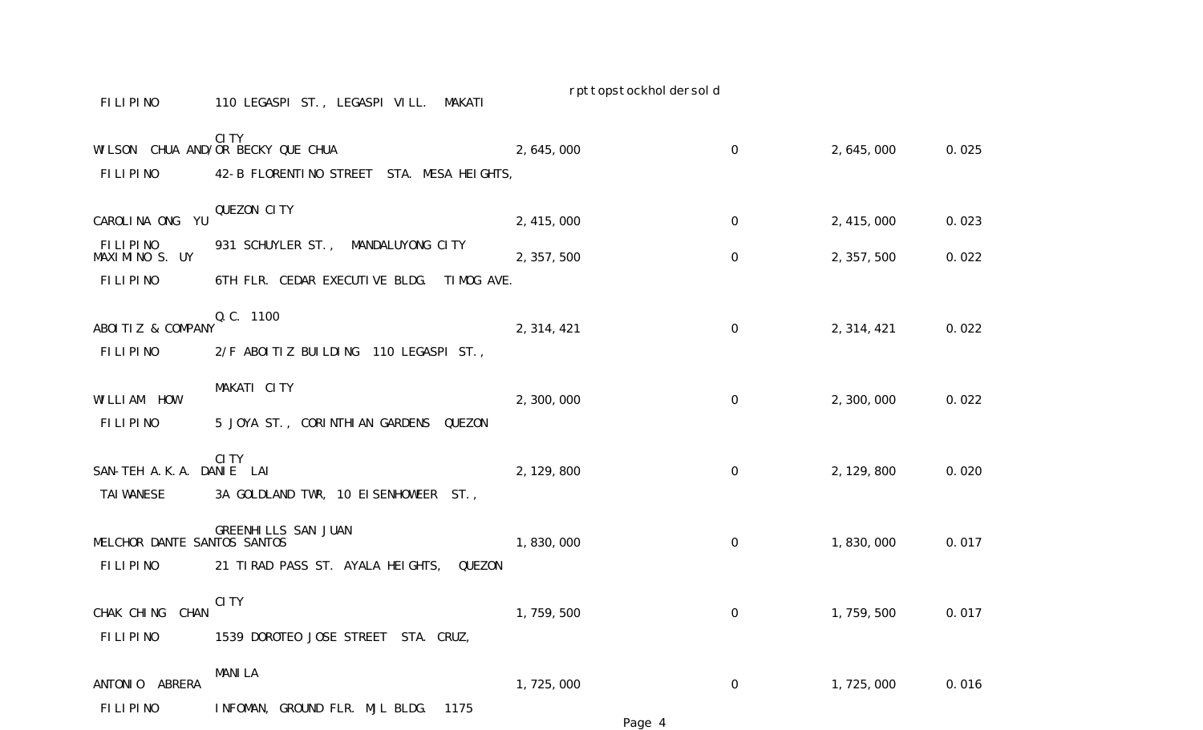| | | | | | |
|---|---|---|---|---|---|
| FILIPINO | 110 LEGASPI ST., LEGASPI VILL. MAKATI CITY | | | | |
| WILSON CHUA AND/OR BECKY QUE CHUA | | 2,645,000 | 0 | 2,645,000 | 0.025 |
| FILIPINO | 42-B FLORENTINO STREET STA. MESA HEIGHTS, QUEZON CITY | | | | |
| CAROLINA ONG YU | | 2,415,000 | 0 | 2,415,000 | 0.023 |
| FILIPINO | 931 SCHUYLER ST., MANDALUYONG CITY | | | | |
| MAXIMINO S. UY | | 2,357,500 | 0 | 2,357,500 | 0.022 |
| FILIPINO | 6TH FLR. CEDAR EXECUTIVE BLDG. TIMOG AVE. Q.C. 1100 | | | | |
| ABOITIZ & COMPANY | | 2,314,421 | 0 | 2,314,421 | 0.022 |
| FILIPINO | 2/F ABOITIZ BUILDING 110 LEGASPI ST., MAKATI CITY | | | | |
| WILLIAM HOW | | 2,300,000 | 0 | 2,300,000 | 0.022 |
| FILIPINO | 5 JOYA ST., CORINTHIAN GARDENS QUEZON CITY | | | | |
| SAN-TEH A.K.A. DANIE LAI | | 2,129,800 | 0 | 2,129,800 | 0.020 |
| TAIWANESE | 3A GOLDLAND TWR, 10 EISENHOWEER ST., GREENHILLS SAN JUAN | | | | |
| MELCHOR DANTE SANTOS SANTOS | | 1,830,000 | 0 | 1,830,000 | 0.017 |
| FILIPINO | 21 TIRAD PASS ST. AYALA HEIGHTS, QUEZON CITY | | | | |
| CHAK CHING CHAN | | 1,759,500 | 0 | 1,759,500 | 0.017 |
| FILIPINO | 1539 DOROTEO JOSE STREET STA. CRUZ, MANILA | | | | |
| ANTONIO ABRERA | | 1,725,000 | 0 | 1,725,000 | 0.016 |
| FILIPINO | INFOMAN, GROUND FLR. MJL BLDG. 1175 | | | | |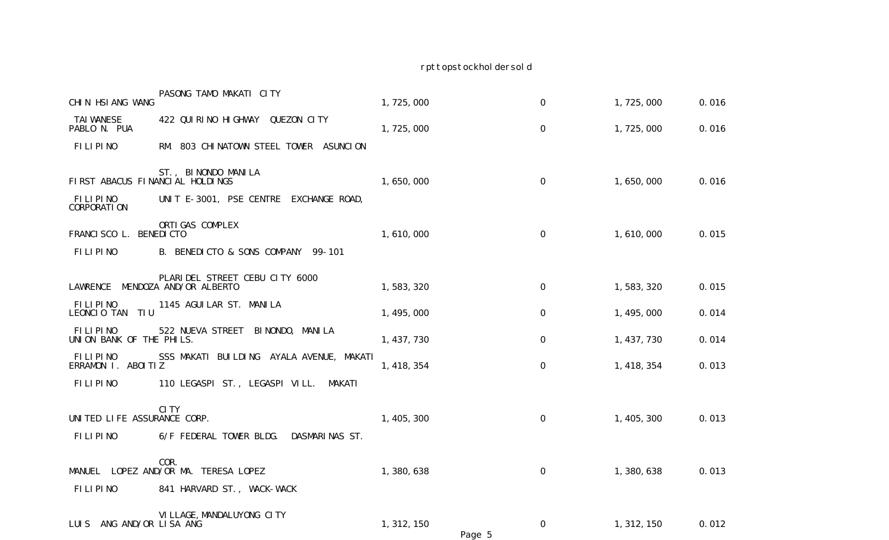rpttopstockholdersold

| | | | | | |
|---|---|---|---|---|---|
| | PASONG TAMO MAKATI CITY | | | | |
| CHIN HSIANG WANG | | 1,725,000 | 0 | 1,725,000 | 0.016 |
| TAIWANESE | 422 QUIRINO HIGHWAY QUEZON CITY | | | | |
| PABLO N. PUA | | 1,725,000 | 0 | 1,725,000 | 0.016 |
| FILIPINO | RM. 803 CHINATOWN STEEL TOWER ASUNCION | | | | |
| | ST., BINONDO MANILA | | | | |
| FIRST ABACUS FINANCIAL HOLDINGS | | 1,650,000 | 0 | 1,650,000 | 0.016 |
| FILIPINO | UNIT E-3001, PSE CENTRE EXCHANGE ROAD, | | | | |
| CORPORATION | | | | | |
| | ORTIGAS COMPLEX | | | | |
| FRANCISCO L. BENEDICTO | | 1,610,000 | 0 | 1,610,000 | 0.015 |
| FILIPINO | B. BENEDICTO & SONS COMPANY 99-101 | | | | |
| | PLARIDEL STREET CEBU CITY 6000 | | | | |
| LAWRENCE MENDOZA AND/OR ALBERTO | | 1,583,320 | 0 | 1,583,320 | 0.015 |
| FILIPINO | 1145 AGUILAR ST. MANILA | | | | |
| LEONCIO TAN TIU | | 1,495,000 | 0 | 1,495,000 | 0.014 |
| FILIPINO | 522 NUEVA STREET BINONDO, MANILA | | | | |
| UNION BANK OF THE PHILS. | | 1,437,730 | 0 | 1,437,730 | 0.014 |
| FILIPINO | SSS MAKATI BUILDING AYALA AVENUE, MAKATI | | | | |
| ERRAMON I. ABOITIZ | | 1,418,354 | 0 | 1,418,354 | 0.013 |
| FILIPINO | 110 LEGASPI ST., LEGASPI VILL. MAKATI | | | | |
| | CITY | | | | |
| UNITED LIFE ASSURANCE CORP. | | 1,405,300 | 0 | 1,405,300 | 0.013 |
| FILIPINO | 6/F FEDERAL TOWER BLDG. DASMARINAS ST. | | | | |
| | COR. | | | | |
| MANUEL LOPEZ AND/OR MA. TERESA LOPEZ | | 1,380,638 | 0 | 1,380,638 | 0.013 |
| FILIPINO | 841 HARVARD ST., WACK-WACK | | | | |
| | VILLAGE, MANDALUYONG CITY | | | | |
| LUIS ANG AND/OR LISA ANG | | 1,312,150 | 0 | 1,312,150 | 0.012 |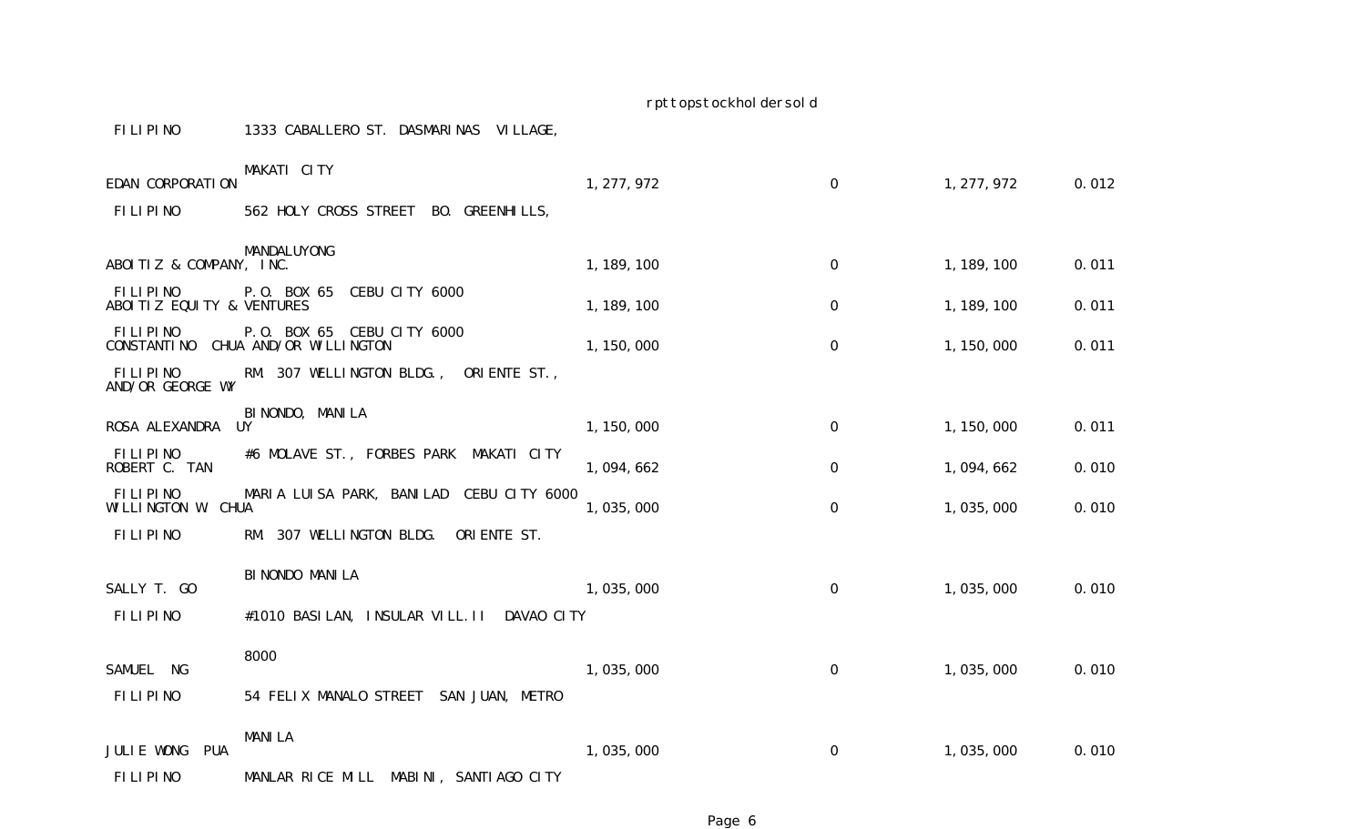| Name | Nationality | Address | | | | |
|---|---|---|---|---|---|---|
| | FILIPINO | 1333 CABALLERO ST. DASMARINAS VILLAGE, MAKATI CITY | | | | |
| EDAN CORPORATION | FILIPINO | 562 HOLY CROSS STREET BO. GREENHILLS, MANDALUYONG | 1,277,972 | 0 | 1,277,972 | 0.012 |
| ABOITIZ & COMPANY, INC. | FILIPINO | P.O. BOX 65 CEBU CITY 6000 | 1,189,100 | 0 | 1,189,100 | 0.011 |
| ABOITIZ EQUITY & VENTURES | FILIPINO | P.O. BOX 65 CEBU CITY 6000 | 1,189,100 | 0 | 1,189,100 | 0.011 |
| CONSTANTINO CHUA AND/OR WILLINGTON AND/OR GEORGE WY | FILIPINO | RM. 307 WELLINGTON BLDG., ORIENTE ST., BINONDO, MANILA | 1,150,000 | 0 | 1,150,000 | 0.011 |
| ROSA ALEXANDRA UY | FILIPINO | #6 MOLAVE ST., FORBES PARK MAKATI CITY | 1,150,000 | 0 | 1,150,000 | 0.011 |
| ROBERT C. TAN | FILIPINO | MARIA LUISA PARK, BANILAD CEBU CITY 6000 | 1,094,662 | 0 | 1,094,662 | 0.010 |
| WILLINGTON W. CHUA | FILIPINO | RM. 307 WELLINGTON BLDG. ORIENTE ST. BINONDO MANILA | 1,035,000 | 0 | 1,035,000 | 0.010 |
| SALLY T. GO | FILIPINO | #1010 BASILAN, INSULAR VILL.II DAVAO CITY 8000 | 1,035,000 | 0 | 1,035,000 | 0.010 |
| SAMUEL NG | FILIPINO | 54 FELIX MANALO STREET SAN JUAN, METRO MANILA | 1,035,000 | 0 | 1,035,000 | 0.010 |
| JULIE WONG PUA | FILIPINO | MANLAR RICE MILL MABINI, SANTIAGO CITY | 1,035,000 | 0 | 1,035,000 | 0.010 |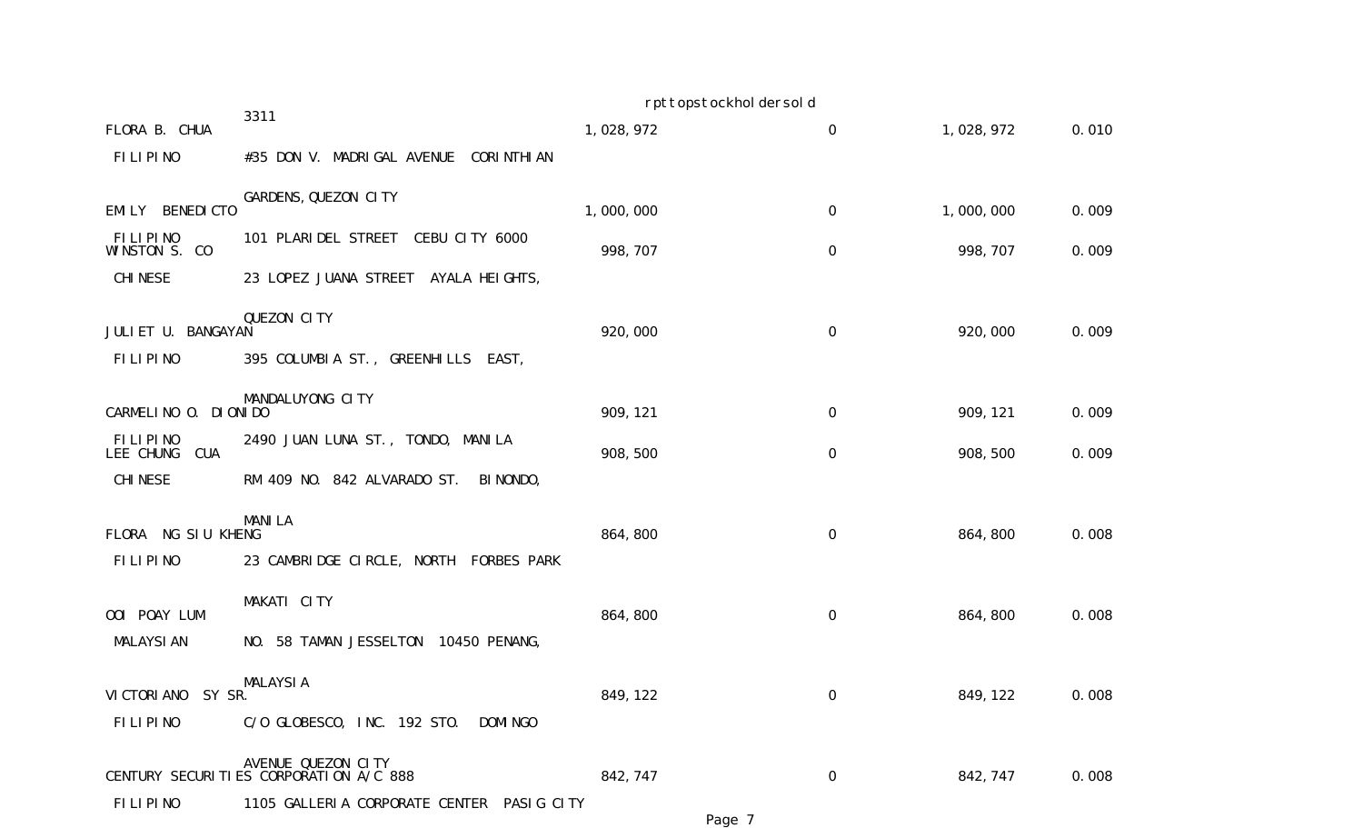| | | | | | |
|---|---|---|---|---|---|
| FLORA B. CHUA | 3311 | 1,028,972 | 0 | 1,028,972 | 0.010 |
| FILIPINO | #35 DON V. MADRIGAL AVENUE CORINTHIAN GARDENS,QUEZON CITY | | | | |
| EMILY BENEDICTO | | 1,000,000 | 0 | 1,000,000 | 0.009 |
| FILIPINO | 101 PLARIDEL STREET CEBU CITY 6000 | | | | |
| WINSTON S. CO | | 998,707 | 0 | 998,707 | 0.009 |
| CHINESE | 23 LOPEZ JUANA STREET AYALA HEIGHTS, QUEZON CITY | | | | |
| JULIET U. BANGAYAN | | 920,000 | 0 | 920,000 | 0.009 |
| FILIPINO | 395 COLUMBIA ST., GREENHILLS EAST, MANDALUYONG CITY | | | | |
| CARMELINO O. DIONIDO | | 909,121 | 0 | 909,121 | 0.009 |
| FILIPINO | 2490 JUAN LUNA ST., TONDO, MANILA | | | | |
| LEE CHUNG CUA | | 908,500 | 0 | 908,500 | 0.009 |
| CHINESE | RM 409 NO. 842 ALVARADO ST. BINONDO, MANILA | | | | |
| FLORA NG SIU KHENG | | 864,800 | 0 | 864,800 | 0.008 |
| FILIPINO | 23 CAMBRIDGE CIRCLE, NORTH FORBES PARK MAKATI CITY | | | | |
| OOI POAY LUM | | 864,800 | 0 | 864,800 | 0.008 |
| MALAYSIAN | NO. 58 TAMAN JESSELTON 10450 PENANG, MALAYSIA | | | | |
| VICTORIANO SY SR. | | 849,122 | 0 | 849,122 | 0.008 |
| FILIPINO | C/O GLOBESCO, INC. 192 STO. DOMINGO AVENUE QUEZON CITY | | | | |
| CENTURY SECURITIES CORPORATION A/C 888 | | 842,747 | 0 | 842,747 | 0.008 |
| FILIPINO | 1105 GALLERIA CORPORATE CENTER PASIG CITY | | | | |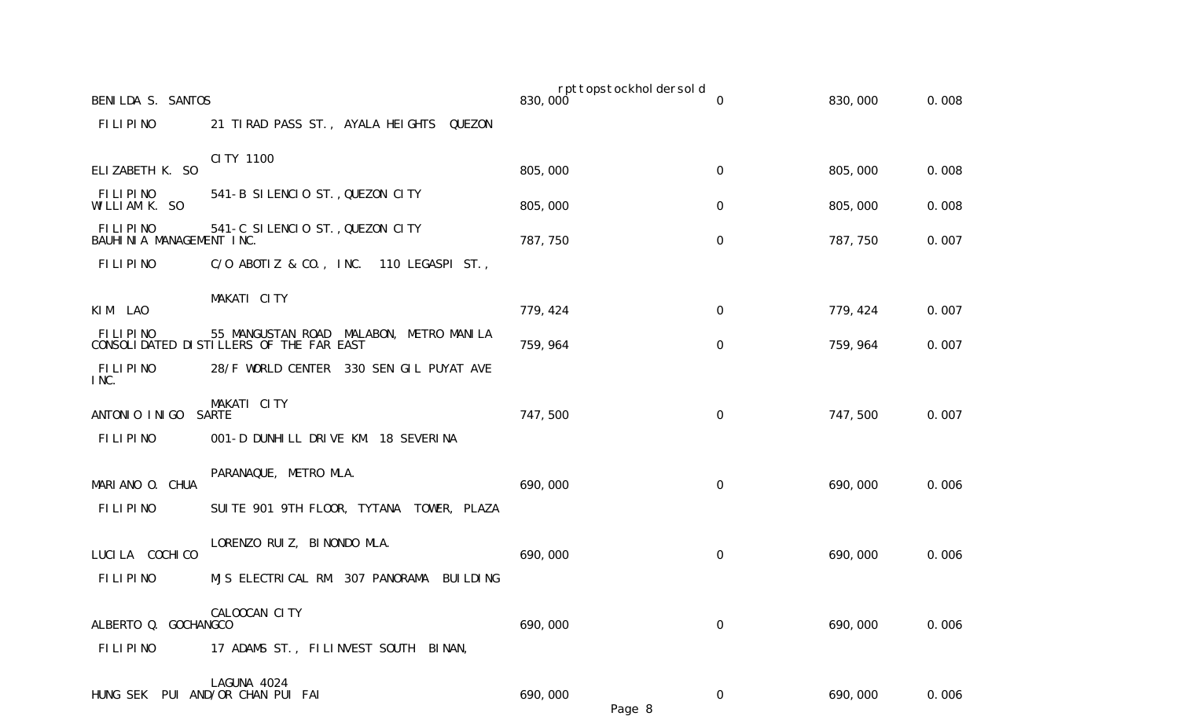| | | | | | |
|---|---|---|---|---|---|
| BENILDA S. SANTOS | | 830,000 | 0 | 830,000 | 0.008 |
| FILIPINO | 21 TIRAD PASS ST., AYALA HEIGHTS QUEZON CITY 1100 | | | | |
| ELIZABETH K. SO | | 805,000 | 0 | 805,000 | 0.008 |
| FILIPINO | 541-B SILENCIO ST., QUEZON CITY | | | | |
| WILLIAM K. SO | | 805,000 | 0 | 805,000 | 0.008 |
| FILIPINO | 541-C SILENCIO ST., QUEZON CITY | | | | |
| BAUHINIA MANAGEMENT INC. | | 787,750 | 0 | 787,750 | 0.007 |
| FILIPINO | C/O ABOTIZ & CO., INC. 110 LEGASPI ST., MAKATI CITY | | | | |
| KIM LAO | | 779,424 | 0 | 779,424 | 0.007 |
| FILIPINO | 55 MANGUSTAN ROAD MALABON, METRO MANILA | | | | |
| CONSOLIDATED DISTILLERS OF THE FAR EAST INC. | | 759,964 | 0 | 759,964 | 0.007 |
| FILIPINO | 28/F WORLD CENTER 330 SEN GIL PUYAT AVE MAKATI CITY | | | | |
| ANTONIO INIGO SARTE | | 747,500 | 0 | 747,500 | 0.007 |
| FILIPINO | 001-D DUNHILL DRIVE KM. 18 SEVERINA PARANAQUE, METRO MLA. | | | | |
| MARIANO O. CHUA | | 690,000 | 0 | 690,000 | 0.006 |
| FILIPINO | SUITE 901 9TH FLOOR, TYTANA TOWER, PLAZA LORENZO RUIZ, BINONDO MLA. | | | | |
| LUCILA COCHICO | | 690,000 | 0 | 690,000 | 0.006 |
| FILIPINO | MJS ELECTRICAL RM. 307 PANORAMA BUILDING CALOOCAN CITY | | | | |
| ALBERTO Q. GOCHANGCO | | 690,000 | 0 | 690,000 | 0.006 |
| FILIPINO | 17 ADAMS ST., FILINVEST SOUTH BINAN, LAGUNA 4024 | | | | |
| HUNG SEK PUI AND/OR CHAN PUI FAI | | 690,000 | 0 | 690,000 | 0.006 |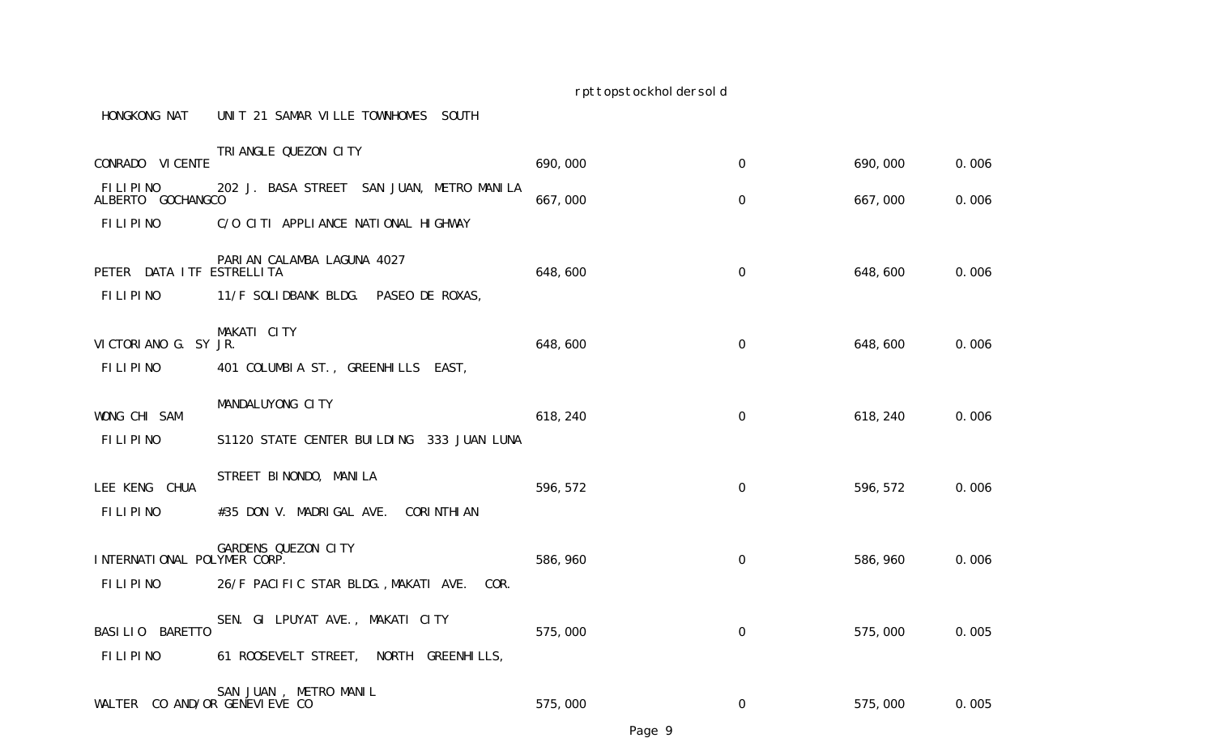| | | | | | |
|---|---|---|---|---|---|
| HONGKONG NAT | UNIT 21 SAMAR VILLE TOWNHOMES SOUTH | | | | |
| CONRADO VICENTE | TRIANGLE QUEZON CITY | 690,000 | 0 | 690,000 | 0.006 |
| FILIPINO | 202 J. BASA STREET SAN JUAN, METRO MANILA | | | | |
| ALBERTO GOCHANGCO | | 667,000 | 0 | 667,000 | 0.006 |
| FILIPINO | C/O CITI APPLIANCE NATIONAL HIGHWAY | | | | |
| PETER DATA ITF ESTRELLITA | PARIAN CALAMBA LAGUNA 4027 | 648,600 | 0 | 648,600 | 0.006 |
| FILIPINO | 11/F SOLIDBANK BLDG. PASEO DE ROXAS, | | | | |
| VICTORIANO G. SY JR. | MAKATI CITY | 648,600 | 0 | 648,600 | 0.006 |
| FILIPINO | 401 COLUMBIA ST., GREENHILLS EAST, | | | | |
| WONG CHI SAM | MANDALUYONG CITY | 618,240 | 0 | 618,240 | 0.006 |
| FILIPINO | S1120 STATE CENTER BUILDING 333 JUAN LUNA | | | | |
| LEE KENG CHUA | STREET BINONDO, MANILA | 596,572 | 0 | 596,572 | 0.006 |
| FILIPINO | #35 DON V. MADRIGAL AVE. CORINTHIAN | | | | |
| INTERNATIONAL POLYMER CORP. | GARDENS QUEZON CITY | 586,960 | 0 | 586,960 | 0.006 |
| FILIPINO | 26/F PACIFIC STAR BLDG., MAKATI AVE. COR. | | | | |
| BASILIO BARETTO | SEN. GIL PUYAT AVE., MAKATI CITY | 575,000 | 0 | 575,000 | 0.005 |
| FILIPINO | 61 ROOSEVELT STREET, NORTH GREENHILLS, | | | | |
| WALTER CO AND/OR GENEVIEVE CO | SAN JUAN, METRO MANIL | 575,000 | 0 | 575,000 | 0.005 |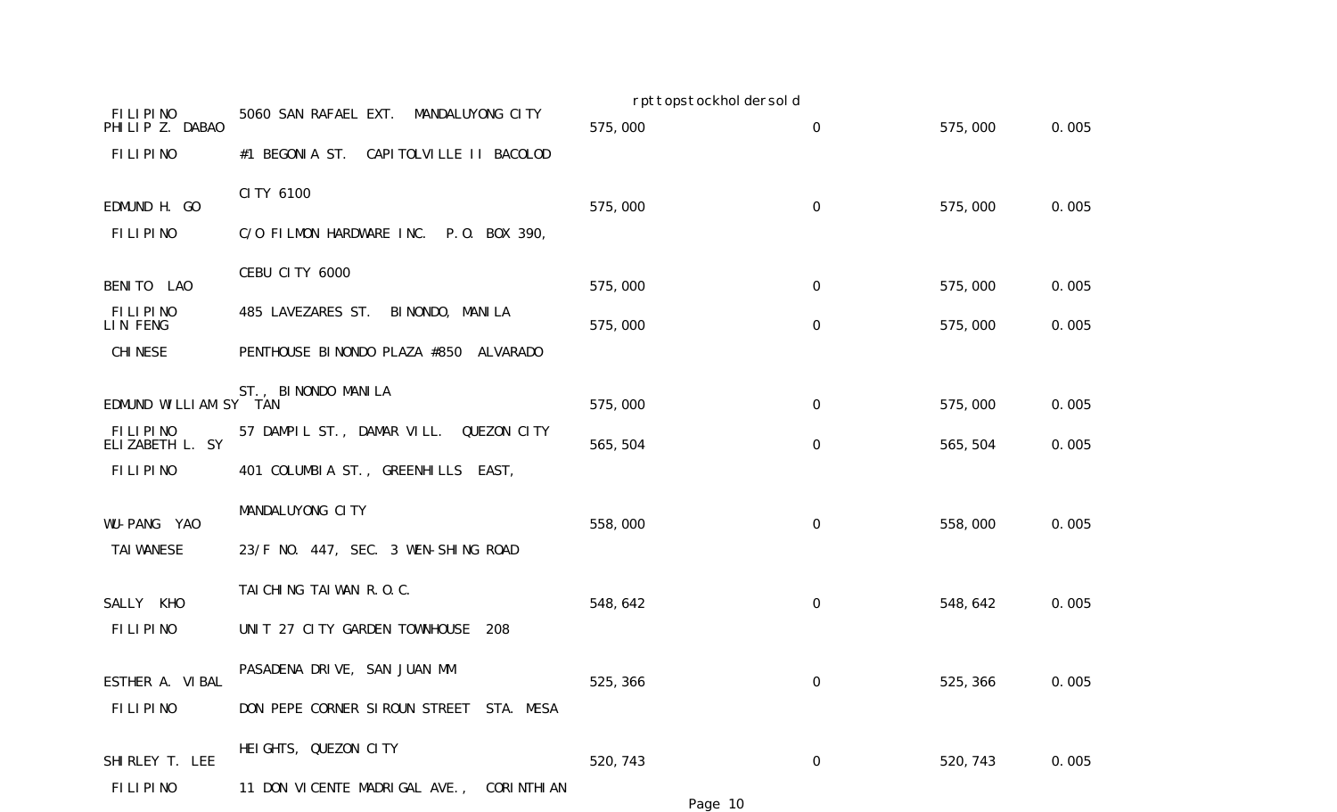| | | | | | | |
|---|---|---|---|---|---|---|
| | FILIPINO | 5060 SAN RAFAEL EXT. MANDALUYONG CITY | | | | |
| PHILIP Z. DABAO | | | 575,000 | 0 | 575,000 | 0.005 |
| | FILIPINO | #1 BEGONIA ST. CAPITOLVILLE II BACOLOD | | | | |
| | | CITY 6100 | | | | |
| EDMUND H. GO | | | 575,000 | 0 | 575,000 | 0.005 |
| | FILIPINO | C/O FILMON HARDWARE INC. P.O. BOX 390, | | | | |
| | | CEBU CITY 6000 | | | | |
| BENITO LAO | | | 575,000 | 0 | 575,000 | 0.005 |
| | FILIPINO | 485 LAVEZARES ST. BINONDO, MANILA | | | | |
| LIN FENG | | | 575,000 | 0 | 575,000 | 0.005 |
| | CHINESE | PENTHOUSE BINONDO PLAZA #850 ALVARADO | | | | |
| | | ST., BINONDO MANILA | | | | |
| EDMUND WILLIAM SY TAN | | | 575,000 | 0 | 575,000 | 0.005 |
| | FILIPINO | 57 DAMPIL ST., DAMAR VILL. QUEZON CITY | | | | |
| ELIZABETH L. SY | | | 565,504 | 0 | 565,504 | 0.005 |
| | FILIPINO | 401 COLUMBIA ST., GREENHILLS EAST, | | | | |
| | | MANDALUYONG CITY | | | | |
| WU-PANG YAO | | | 558,000 | 0 | 558,000 | 0.005 |
| | TAIWANESE | 23/F NO. 447, SEC. 3 WEN-SHING ROAD | | | | |
| | | TAICHING TAIWAN R.O.C. | | | | |
| SALLY KHO | | | 548,642 | 0 | 548,642 | 0.005 |
| | FILIPINO | UNIT 27 CITY GARDEN TOWNHOUSE 208 | | | | |
| | | PASADENA DRIVE, SAN JUAN MM | | | | |
| ESTHER A. VIBAL | | | 525,366 | 0 | 525,366 | 0.005 |
| | FILIPINO | DON PEPE CORNER SIROUN STREET STA. MESA | | | | |
| | | HEIGHTS, QUEZON CITY | | | | |
| SHIRLEY T. LEE | | | 520,743 | 0 | 520,743 | 0.005 |
| | FILIPINO | 11 DON VICENTE MADRIGAL AVE., CORINTHIAN | | | | |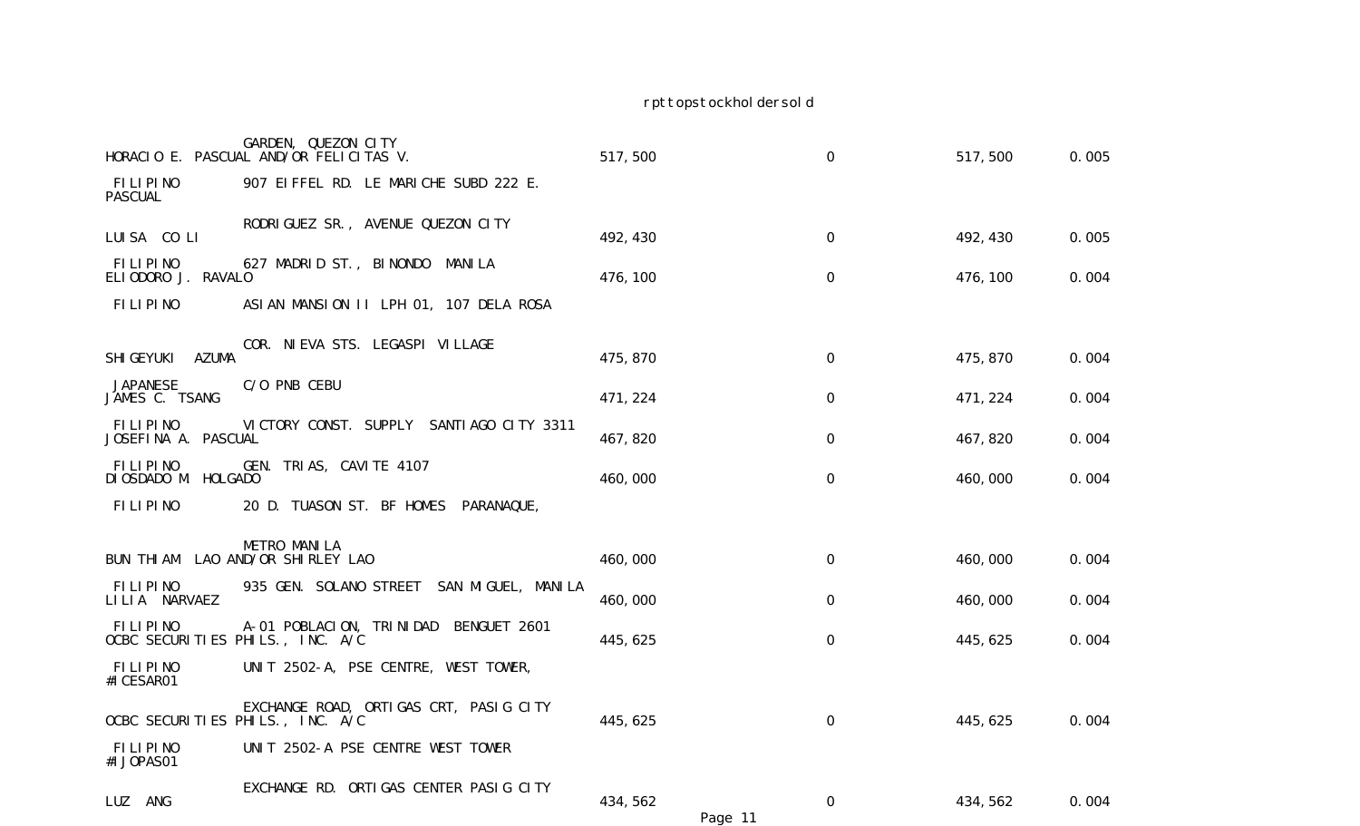| | | | | | | |
|---|---|---|---|---|---|---|
| | | GARDEN, QUEZON CITY | | | | |
| HORACIO E. PASCUAL AND/OR FELICITAS V. PASCUAL | FILIPINO | 907 EIFFEL RD. LE MARICHE SUBD 222 E. RODRIGUEZ SR., AVENUE QUEZON CITY | 517,500 | 0 | 517,500 | 0.005 |
| LUISA CO LI | FILIPINO | 627 MADRID ST., BINONDO MANILA | 492,430 | 0 | 492,430 | 0.005 |
| ELIODORO J. RAVALO | FILIPINO | ASIAN MANSION II LPH 01, 107 DELA ROSA COR. NIEVA STS. LEGASPI VILLAGE | 476,100 | 0 | 476,100 | 0.004 |
| SHIGEYUKI AZUMA | JAPANESE | C/O PNB CEBU | 475,870 | 0 | 475,870 | 0.004 |
| JAMES C. TSANG | FILIPINO | VICTORY CONST. SUPPLY SANTIAGO CITY 3311 | 471,224 | 0 | 471,224 | 0.004 |
| JOSEFINA A. PASCUAL | FILIPINO | GEN. TRIAS, CAVITE 4107 | 467,820 | 0 | 467,820 | 0.004 |
| DIOSDADO M. HOLGADO | FILIPINO | 20 D. TUASON ST. BF HOMES PARANAQUE, METRO MANILA | 460,000 | 0 | 460,000 | 0.004 |
| BUN THIAM LAO AND/OR SHIRLEY LAO | FILIPINO | 935 GEN. SOLANO STREET SAN MIGUEL, MANILA | 460,000 | 0 | 460,000 | 0.004 |
| LILIA NARVAEZ | FILIPINO | A-01 POBLACION, TRINIDAD BENGUET 2601 | 460,000 | 0 | 460,000 | 0.004 |
| OCBC SECURITIES PHILS., INC. A/C #ICESAR01 | FILIPINO | UNIT 2502-A, PSE CENTRE, WEST TOWER, EXCHANGE ROAD, ORTIGAS CRT, PASIG CITY | 445,625 | 0 | 445,625 | 0.004 |
| OCBC SECURITIES PHILS., INC. A/C #IJOPAS01 | FILIPINO | UNIT 2502-A PSE CENTRE WEST TOWER EXCHANGE RD. ORTIGAS CENTER PASIG CITY | 445,625 | 0 | 445,625 | 0.004 |
| LUZ ANG | | | 434,562 | 0 | 434,562 | 0.004 |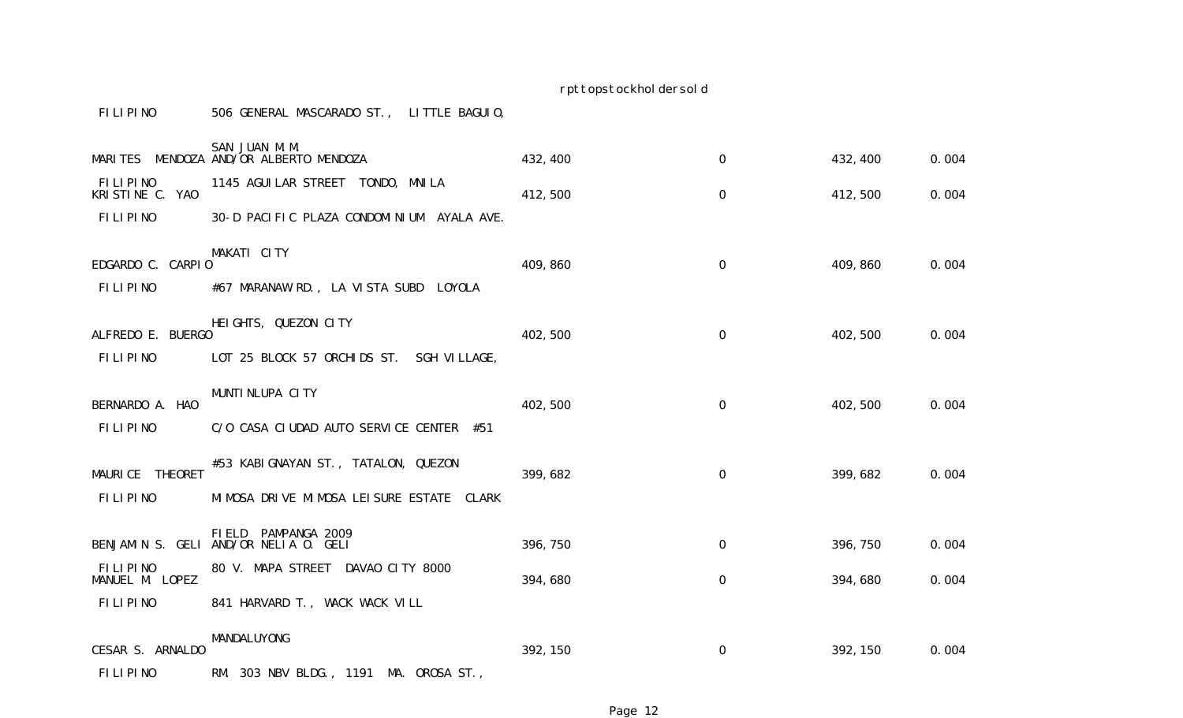| | | | | | |
|---|---|---|---|---|---|
| FILIPINO | 506 GENERAL MASCARADO ST., LITTLE BAGUIO, SAN JUAN M.M. | | | | |
| MARITES MENDOZA | AND/OR ALBERTO MENDOZA | 432,400 | 0 | 432,400 | 0.004 |
| FILIPINO | 1145 AGUILAR STREET TONDO, MNILA | | | | |
| KRISTINE C. YAO | | 412,500 | 0 | 412,500 | 0.004 |
| FILIPINO | 30-D PACIFIC PLAZA CONDOMINIUM AYALA AVE. MAKATI CITY | | | | |
| EDGARDO C. CARPIO | | 409,860 | 0 | 409,860 | 0.004 |
| FILIPINO | #67 MARANAW RD., LA VISTA SUBD LOYOLA HEIGHTS, QUEZON CITY | | | | |
| ALFREDO E. BUERGO | | 402,500 | 0 | 402,500 | 0.004 |
| FILIPINO | LOT 25 BLOCK 57 ORCHIDS ST. SGH VILLAGE, MUNTINLUPA CITY | | | | |
| BERNARDO A. HAO | | 402,500 | 0 | 402,500 | 0.004 |
| FILIPINO | C/O CASA CIUDAD AUTO SERVICE CENTER #51 #53 KABIGNAYAN ST., TATALON, QUEZON | | | | |
| MAURICE THEORET | | 399,682 | 0 | 399,682 | 0.004 |
| FILIPINO | MIMOSA DRIVE MIMOSA LEISURE ESTATE CLARK FIELD PAMPANGA 2009 | | | | |
| BENJAMIN S. GELI | AND/OR NELIA O. GELI | 396,750 | 0 | 396,750 | 0.004 |
| FILIPINO | 80 V. MAPA STREET DAVAO CITY 8000 | | | | |
| MANUEL M. LOPEZ | | 394,680 | 0 | 394,680 | 0.004 |
| FILIPINO | 841 HARVARD T., WACK WACK VILL MANDALUYONG | | | | |
| CESAR S. ARNALDO | | 392,150 | 0 | 392,150 | 0.004 |
| FILIPINO | RM. 303 NBV BLDG., 1191 MA. OROSA ST., | | | | |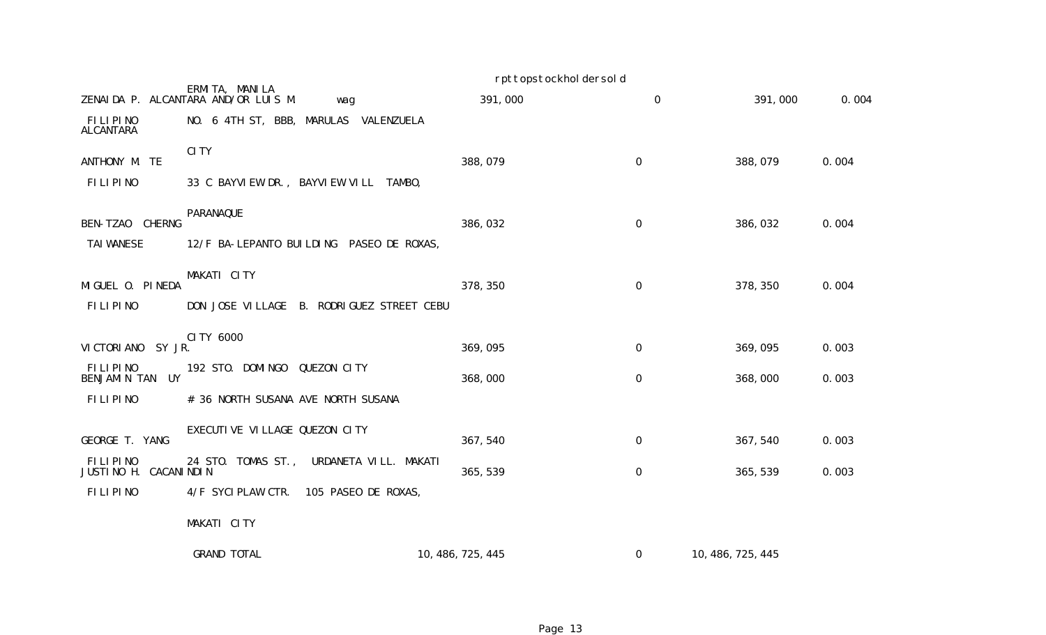| Name / Nationality | Address | Shares | | Total | % |
|---|---|---|---|---|---|
| ZENAIDA P. ALCANTARA AND/OR LUIS M. ALCANTARA / FILIPINO | ERMITA, MANILA / wag / NO. 6 4TH ST, BBB, MARULAS VALENZUELA CITY | 391,000 | 0 | 391,000 | 0.004 |
| ANTHONY M. TE / FILIPINO | 33 C BAYVIEW DR., BAYVIEW VILL TAMBO, PARANAQUE | 388,079 | 0 | 388,079 | 0.004 |
| BEN-TZAO CHERNG / TAIWANESE | 12/F BA-LEPANTO BUILDING PASEO DE ROXAS, MAKATI CITY | 386,032 | 0 | 386,032 | 0.004 |
| MIGUEL O. PINEDA / FILIPINO | DON JOSE VILLAGE B. RODRIGUEZ STREET CEBU CITY 6000 | 378,350 | 0 | 378,350 | 0.004 |
| VICTORIANO SY JR. / FILIPINO | 192 STO. DOMINGO QUEZON CITY | 369,095 | 0 | 369,095 | 0.003 |
| BENJAMIN TAN UY / FILIPINO | # 36 NORTH SUSANA AVE NORTH SUSANA EXECUTIVE VILLAGE QUEZON CITY | 368,000 | 0 | 368,000 | 0.003 |
| GEORGE T. YANG / FILIPINO | 24 STO. TOMAS ST., URDANETA VILL. MAKATI | 367,540 | 0 | 367,540 | 0.003 |
| JUSTINO H. CACANINDIN / FILIPINO | 4/F SYCIPLAW CTR. 105 PASEO DE ROXAS, MAKATI CITY | 365,539 | 0 | 365,539 | 0.003 |
| | GRAND TOTAL | 10,486,725,445 | 0 | 10,486,725,445 | |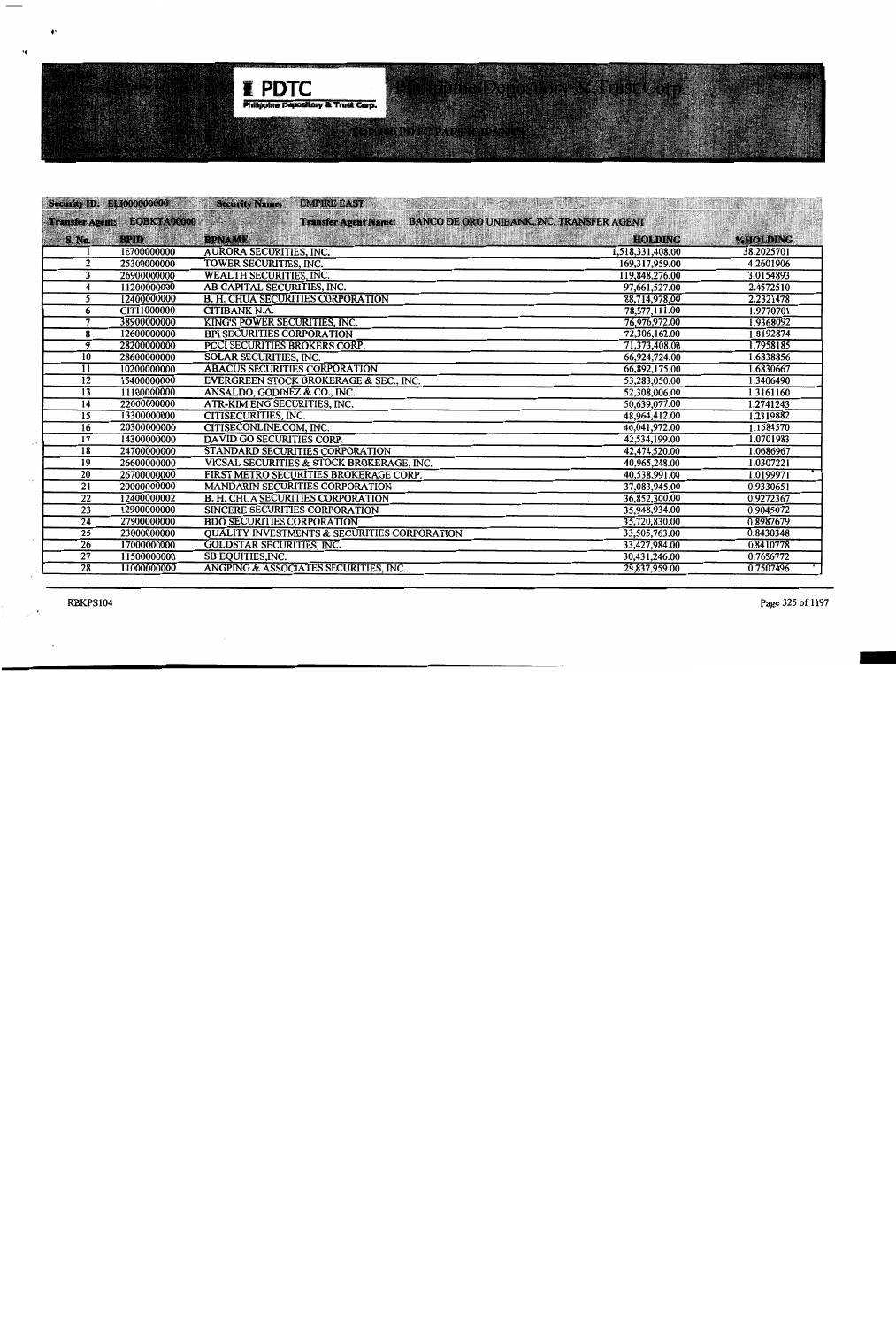# PDTC Philippine Depository & Trust Corp.

**Security ID:** EI.1000000000 **Security Name:** EMPIRE EAST

**Transfer Agent:** EQBKTA00000 **Transfer Agent Name:** BANCO DE ORO UNIBANK, INC. TRANSFER AGENT

| S. No. | BPID | BPNAME | HOLDING | %HOLDING |
|---|---|---|---|---|
| 1 | 16700000000 | AURORA SECURITIES, INC. | 1,518,331,408.00 | 38.2025701 |
| 2 | 25300000000 | TOWER SECURITIES, INC. | 169,317,959.00 | 4.2601906 |
| 3 | 26900000000 | WEALTH SECURITIES, INC. | 119,848,276.00 | 3.0154893 |
| 4 | 11200000000 | AB CAPITAL SECURITIES, INC. | 97,661,527.00 | 2.4572510 |
| 5 | 12400000000 | B. H. CHUA SECURITIES CORPORATION | 88,714,978.00 | 2.2321478 |
| 6 | CITI1000000 | CITIBANK N.A. | 78,577,111.00 | 1.9770701 |
| 7 | 38900000000 | KING'S POWER SECURITIES, INC. | 76,976,972.00 | 1.9368092 |
| 8 | 12600000000 | BPI SECURITIES CORPORATION | 72,306,162.00 | 1.8192874 |
| 9 | 28200000000 | PCCI SECURITIES BROKERS CORP. | 71,373,408.00 | 1.7958185 |
| 10 | 28600000000 | SOLAR SECURITIES, INC. | 66,924,724.00 | 1.6838856 |
| 11 | 10200000000 | ABACUS SECURITIES CORPORATION | 66,892,175.00 | 1.6830667 |
| 12 | 15400000000 | EVERGREEN STOCK BROKERAGE & SEC., INC. | 53,283,050.00 | 1.3406490 |
| 13 | 11100000000 | ANSALDO, GODINEZ & CO., INC. | 52,308,006.00 | 1.3161160 |
| 14 | 22000000000 | ATR-KIM ENG SECURITIES, INC. | 50,639,077.00 | 1.2741243 |
| 15 | 13300000000 | CITISECURITIES, INC. | 48,964,412.00 | 1.2319882 |
| 16 | 20300000000 | CITISECONLINE.COM, INC. | 46,041,972.00 | 1.1584570 |
| 17 | 14300000000 | DAVID GO SECURITIES CORP. | 42,534,199.00 | 1.0701983 |
| 18 | 24700000000 | STANDARD SECURITIES CORPORATION | 42,474,520.00 | 1.0686967 |
| 19 | 26600000000 | VICSAL SECURITIES & STOCK BROKERAGE, INC. | 40,965,248.00 | 1.0307221 |
| 20 | 26700000000 | FIRST METRO SECURITIES BROKERAGE CORP. | 40,538,991.00 | 1.0199971 |
| 21 | 20000000000 | MANDARIN SECURITIES CORPORATION | 37,083,945.00 | 0.9330651 |
| 22 | 12400000002 | B. H. CHUA SECURITIES CORPORATION | 36,852,300.00 | 0.9272367 |
| 23 | 12900000000 | SINCERE SECURITIES CORPORATION | 35,948,934.00 | 0.9045072 |
| 24 | 27900000000 | BDO SECURITIES CORPORATION | 35,720,830.00 | 0.8987679 |
| 25 | 23000000000 | QUALITY INVESTMENTS & SECURITIES CORPORATION | 33,505,763.00 | 0.8430348 |
| 26 | 17000000000 | GOLDSTAR SECURITIES, INC. | 33,427,984.00 | 0.8410778 |
| 27 | 11500000000 | SB EQUITIES,INC. | 30,431,246.00 | 0.7656772 |
| 28 | 11000000000 | ANGPING & ASSOCIATES SECURITIES, INC. | 29,837,959.00 | 0.7507496 |

RBKPS104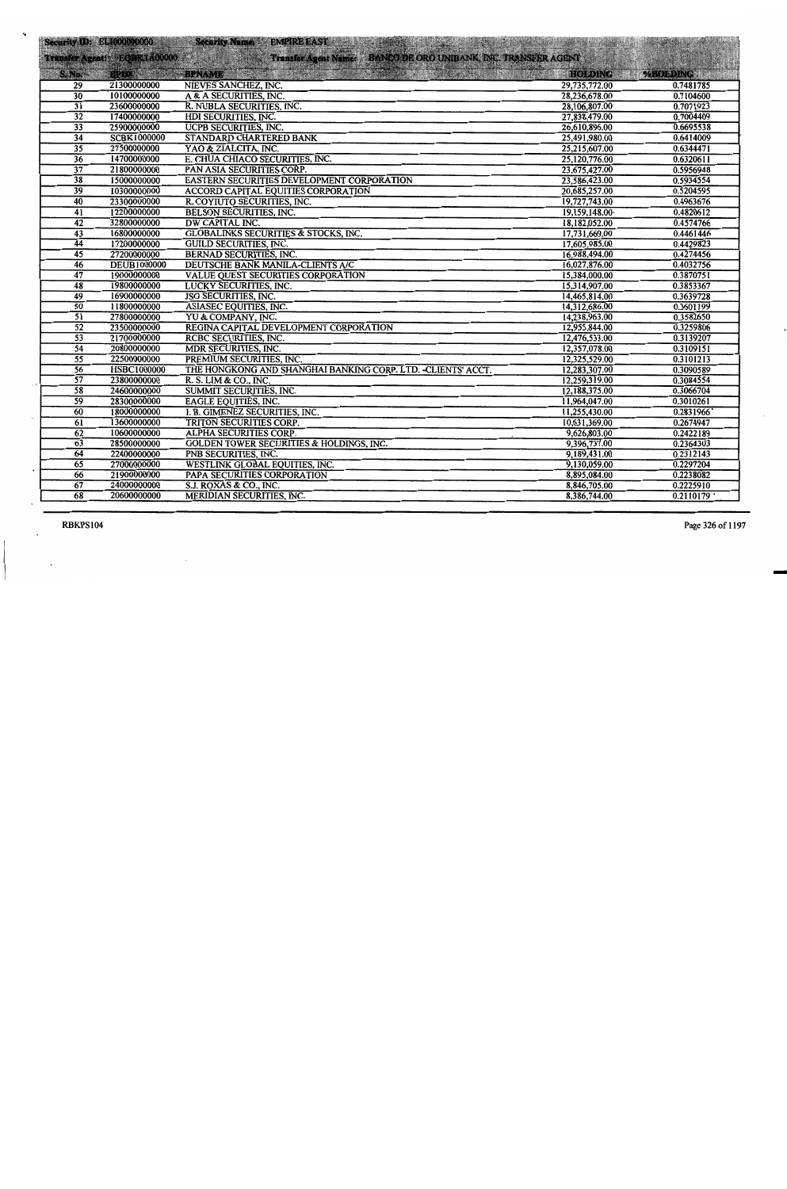Security ID: EL0000000000 Security Name: EMPIRE EAST

Transfer Agent: EQBK1A00000 Transfer Agent Name: BANCO DE ORO UNIBANK, INC. TRANSFER AGENT

| S. No. | BPID | BPNAME | HOLDING | %HOLDING |
|---|---|---|---|---|
| 29 | 21300000000 | NIEVES SANCHEZ, INC. | 29,735,772.00 | 0.7481785 |
| 30 | 10100000000 | A & A SECURITIES, INC. | 28,236,678.00 | 0.7104600 |
| 31 | 23600000000 | R. NUBLA SECURITIES, INC. | 28,106,807.00 | 0.7071923 |
| 32 | 17400000000 | HDI SECURITIES, INC. | 27,838,479.00 | 0.7004409 |
| 33 | 25900000000 | UCPB SECURITIES, INC. | 26,610,896.00 | 0.6695538 |
| 34 | SCBK1000000 | STANDARD CHARTERED BANK | 25,491,980.00 | 0.6414009 |
| 35 | 27500000000 | YAO & ZIALCITA, INC. | 25,215,607.00 | 0.6344471 |
| 36 | 14700000000 | E. CHUA CHIACO SECURITIES, INC. | 25,120,776.00 | 0.6320611 |
| 37 | 21800000000 | PAN ASIA SECURITIES CORP. | 23,675,427.00 | 0.5956948 |
| 38 | 15000000000 | EASTERN SECURITIES DEVELOPMENT CORPORATION | 23,586,423.00 | 0.5934554 |
| 39 | 10300000000 | ACCORD CAPITAL EQUITIES CORPORATION | 20,685,257.00 | 0.5204595 |
| 40 | 23300000000 | R. COYIUTO SECURITIES, INC. | 19,727,743.00 | 0.4963676 |
| 41 | 12200000000 | BELSON SECURITIES, INC. | 19,159,148.00 | 0.4820612 |
| 42 | 32800000000 | DW CAPITAL INC. | 18,182,052.00 | 0.4574766 |
| 43 | 16800000000 | GLOBALINKS SECURITIES & STOCKS, INC. | 17,731,669.00 | 0.4461446 |
| 44 | 17200000000 | GUILD SECURITIES, INC. | 17,605,985.00 | 0.4429823 |
| 45 | 27200000000 | BERNAD SECURITIES, INC. | 16,988,494.00 | 0.4274456 |
| 46 | DEUB1000000 | DEUTSCHE BANK MANILA-CLIENTS A/C | 16,027,876.00 | 0.4032756 |
| 47 | 19000000000 | VALUE QUEST SECURITIES CORPORATION | 15,384,000.00 | 0.3870751 |
| 48 | 19800000000 | LUCKY SECURITIES, INC. | 15,314,907.00 | 0.3853367 |
| 49 | 16900000000 | JSG SECURITIES, INC. | 14,465,814.00 | 0.3639728 |
| 50 | 11800000000 | ASIASEC EQUITIES, INC. | 14,312,686.00 | 0.3601199 |
| 51 | 27800000000 | YU & COMPANY, INC. | 14,238,963.00 | 0.3582650 |
| 52 | 23500000000 | REGINA CAPITAL DEVELOPMENT CORPORATION | 12,955,844.00 | 0.3259806 |
| 53 | 21700000000 | RCBC SECURITIES, INC. | 12,476,533.00 | 0.3139207 |
| 54 | 20800000000 | MDR SECURITIES, INC. | 12,357,078.00 | 0.3109151 |
| 55 | 22500000000 | PREMIUM SECURITIES, INC. | 12,325,529.00 | 0.3101213 |
| 56 | HSBC1000000 | THE HONGKONG AND SHANGHAI BANKING CORP. LTD. -CLIENTS' ACCT. | 12,283,307.00 | 0.3090589 |
| 57 | 23800000000 | R. S. LIM & CO., INC. | 12,259,319.00 | 0.3084554 |
| 58 | 24600000000 | SUMMIT SECURITIES, INC. | 12,188,375.00 | 0.3066704 |
| 59 | 28300000000 | EAGLE EQUITIES, INC. | 11,964,047.00 | 0.3010261 |
| 60 | 18000000000 | I. B. GIMENEZ SECURITIES, INC. | 11,255,430.00 | 0.2831966 |
| 61 | 13600000000 | TRITON SECURITIES CORP. | 10,631,369.00 | 0.2674947 |
| 62 | 10600000000 | ALPHA SECURITIES CORP. | 9,626,803.00 | 0.2422189 |
| 63 | 28500000000 | GOLDEN TOWER SECURITIES & HOLDINGS, INC. | 9,396,737.00 | 0.2364303 |
| 64 | 22400000000 | PNB SECURITIES, INC. | 9,189,431.00 | 0.2312143 |
| 65 | 27000000000 | WESTLINK GLOBAL EQUITIES, INC. | 9,130,059.00 | 0.2297204 |
| 66 | 21900000000 | PAPA SECURITIES CORPORATION | 8,895,084.00 | 0.2238082 |
| 67 | 24000000000 | S.J. ROXAS & CO., INC. | 8,846,705.00 | 0.2225910 |
| 68 | 20600000000 | MERIDIAN SECURITIES, INC. | 8,386,744.00 | 0.2110179 |

RBKPS104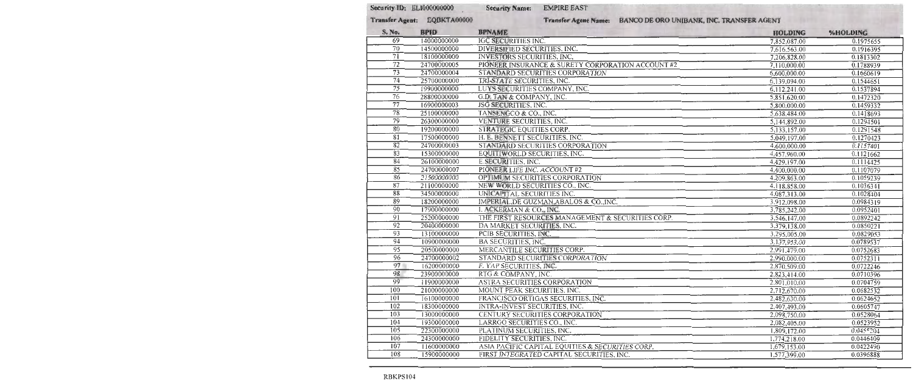**Security ID:** ELI000000000 **Security Name:** EMPIRE EAST

**Transfer Agent:** EQBKTA00000 **Transfer Agent Name:** BANCO DE ORO UNIBANK, INC. TRANSFER AGENT

| S. No. | BPID | BPNAME | HOLDING | %HOLDING |
|---|---|---|---|---|
| 69 | 14000000000 | IGC SECURITIES INC. | 7,852,087.00 | 0.1975655 |
| 70 | 14500000000 | DIVERSIFIED SECURITIES, INC. | 7,616,563.00 | 0.1916395 |
| 71 | 18100000000 | INVESTORS SECURITIES, INC, | 7,206,828.00 | 0.1813302 |
| 72 | 24700000005 | PIONEER INSURANCE & SURETY CORPORATION ACCOUNT #2 | 7,110,000.00 | 0.1788939 |
| 73 | 24700000004 | STANDARD SECURITIES CORPORATION | 6,600,000.00 | 0.1660619 |
| 74 | 25700000000 | TRI-STATE SECURITIES, INC. | 6,139,094.00 | 0.1544651 |
| 75 | 19900000000 | LUYS SECURITIES COMPANY, INC. | 6,112,241.00 | 0.1537894 |
| 76 | 28800000000 | G.D. TAN & COMPANY, INC. | 5,851,620.00 | 0.1472320 |
| 77 | 16900000003 | JSG SECURITIES, INC. | 5,800,000.00 | 0.1459332 |
| 78 | 25100000000 | TANSENGCO & CO., INC. | 5,638,484.00 | 0.1418693 |
| 79 | 26300000000 | VENTURE SECURITIES, INC. | 5,144,892.00 | 0.1294501 |
| 80 | 19200000000 | STRATEGIC EQUITIES CORP. | 5,133,157.00 | 0.1291548 |
| 81 | 17500000000 | H. E. BENNETT SECURITIES, INC. | 5,049,197.00 | 0.1270423 |
| 82 | 24700000003 | STANDARD SECURITIES CORPORATION | 4,600,000.00 | 0.1157401 |
| 83 | 15300000000 | EQUITIWORLD SECURITIES, INC. | 4,457,960.00 | 0.1121662 |
| 84 | 26100000000 | E.SECURITIES, INC. | 4,429,197.00 | 0.1114425 |
| 85 | 24700000007 | PIONEER LIFE INC. ACCOUNT #2 | 4,400,000.00 | 0.1107079 |
| 86 | 21500000000 | OPTIMUM SECURITIES CORPORATION | 4,209,863.00 | 0.1059239 |
| 87 | 21100000000 | NEW WORLD SECURITIES CO., INC. | 4,118,858.00 | 0.1036341 |
| 88 | 34500000000 | UNICAPITAL SECURITIES INC. | 4,087,313.00 | 0.1028404 |
| 89 | 18200000000 | IMPERIAL,DE GUZMAN,ABALOS & CO.,INC. | 3,912,098.00 | 0.0984319 |
| 90 | 17900000000 | I. ACKERMAN & CO., INC. | 3,785,242.00 | 0.0952401 |
| 91 | 25200000000 | THE FIRST RESOURCES MANAGEMENT & SECURITIES CORP. | 3,546,147.00 | 0.0892242 |
| 92 | 20400000000 | DA MARKET SECURITIES, INC. | 3,379,138.00 | 0.0850221 |
| 93 | 13100000000 | PCIB SECURITIES, INC. | 3,295,005.00 | 0.0829053 |
| 94 | 10900000000 | BA SECURITIES, INC. | 3,137,953.00 | 0.0789537 |
| 95 | 20500000000 | MERCANTILE SECURITIES CORP. | 2,991,479.00 | 0.0752683 |
| 96 | 24700000002 | STANDARD SECURITIES CORPORATION | 2,990,000.00 | 0.0752311 |
| 97 | 16200000000 | F. YAP SECURITIES, INC. | 2,870,509.00 | 0.0722246 |
| 98 | 23900000000 | RTG & COMPANY, INC. | 2,823,414.00 | 0.0710396 |
| 99 | 11900000000 | ASTRA SECURITIES CORPORATION | 2,801,010.00 | 0.0704759 |
| 100 | 21000000000 | MOUNT PEAK SECURITIES, INC. | 2,712,670.00 | 0.0682532 |
| 101 | 16100000000 | FRANCISCO ORTIGAS SECURITIES, INC. | 2,482,630.00 | 0.0624652 |
| 102 | 18300000000 | INTRA-INVEST SECURITIES, INC. | 2,407,493.00 | 0.0605747 |
| 103 | 13000000000 | CENTURY SECURITIES CORPORATION | 2,098,750.00 | 0.0528064 |
| 104 | 19300000000 | LARRGO SECURITIES CO., INC. | 2,082,405.00 | 0.0523952 |
| 105 | 22300000000 | PLATINUM SECURITIES, INC. | 1,809,172.00 | 0.0455204 |
| 106 | 24300000000 | FIDELITY SECURITIES, INC. | 1,774,218.00 | 0.0446409 |
| 107 | 11600000000 | ASIA PACIFIC CAPITAL EQUITIES & SECURITIES CORP. | 1,679,153.00 | 0.0422490 |
| 108 | 15900000000 | FIRST INTEGRATED CAPITAL SECURITIES, INC. | 1,577,399.00 | 0.0396888 |

RBKPS104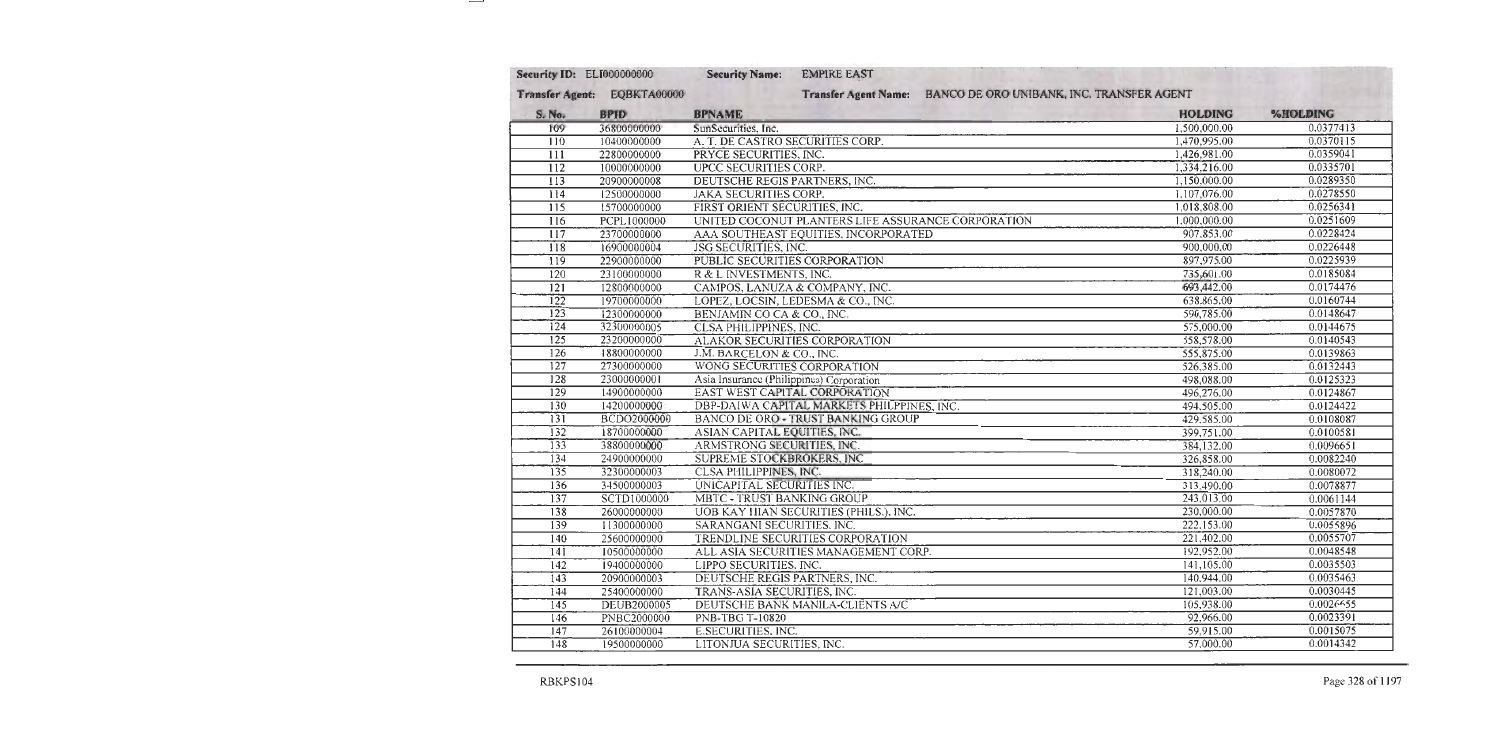**Security ID:** ELI000000000 **Security Name:** EMPIRE EAST

**Transfer Agent:** EQBKTA00000 **Transfer Agent Name:** BANCO DE ORO UNIBANK, INC. TRANSFER AGENT

| S. No. | BPID | BPNAME | HOLDING | %HOLDING |
|---|---|---|---|---|
| 109 | 36800000000 | SunSecurities, Inc. | 1,500,000.00 | 0.0377413 |
| 110 | 10400000000 | A. T. DE CASTRO SECURITIES CORP. | 1,470,995.00 | 0.0370115 |
| 111 | 22800000000 | PRYCE SECURITIES, INC. | 1,426,981.00 | 0.0359041 |
| 112 | 10000000000 | UPCC SECURITIES CORP. | 1,334,216.00 | 0.0335701 |
| 113 | 20900000008 | DEUTSCHE REGIS PARTNERS, INC. | 1,150,000.00 | 0.0289350 |
| 114 | 12500000000 | JAKA SECURITIES CORP. | 1,107,076.00 | 0.0278550 |
| 115 | 15700000000 | FIRST ORIENT SECURITIES, INC. | 1,018,808.00 | 0.0256341 |
| 116 | PCPL1000000 | UNITED COCONUT PLANTERS LIFE ASSURANCE CORPORATION | 1,000,000.00 | 0.0251609 |
| 117 | 23700000000 | AAA SOUTHEAST EQUITIES, INCORPORATED | 907,853.00 | 0.0228424 |
| 118 | 16900000004 | JSG SECURITIES, INC. | 900,000.00 | 0.0226448 |
| 119 | 22900000000 | PUBLIC SECURITIES CORPORATION | 897,975.00 | 0.0225939 |
| 120 | 23100000000 | R & L INVESTMENTS, INC. | 735,601.00 | 0.0185084 |
| 121 | 12800000000 | CAMPOS, LANUZA & COMPANY, INC. | 693,442.00 | 0.0174476 |
| 122 | 19700000000 | LOPEZ, LOCSIN, LEDESMA & CO., INC. | 638,865.00 | 0.0160744 |
| 123 | 12300000000 | BENJAMIN CO CA & CO., INC. | 590,785.00 | 0.0148647 |
| 124 | 32300000005 | CLSA PHILIPPINES, INC. | 575,000.00 | 0.0144675 |
| 125 | 23200000000 | ALAKOR SECURITIES CORPORATION | 558,578.00 | 0.0140543 |
| 126 | 18800000000 | J.M. BARCELON & CO., INC. | 555,875.00 | 0.0139863 |
| 127 | 27300000000 | WONG SECURITIES CORPORATION | 526,385.00 | 0.0132443 |
| 128 | 23000000001 | Asia Insurance (Philippines) Corporation | 498,088.00 | 0.0125323 |
| 129 | 14900000000 | EAST WEST CAPITAL CORPORATION | 496,276.00 | 0.0124867 |
| 130 | 14200000000 | DBP-DAIWA CAPITAL MARKETS PHILPPINES, INC. | 494,505.00 | 0.0124422 |
| 131 | BCDO2000000 | BANCO DE ORO - TRUST BANKING GROUP | 429,585.00 | 0.0108087 |
| 132 | 18700000000 | ASIAN CAPITAL EQUITIES, INC. | 399,751.00 | 0.0100581 |
| 133 | 38800000000 | ARMSTRONG SECURITIES, INC. | 384,132.00 | 0.0096651 |
| 134 | 24900000000 | SUPREME STOCKBROKERS, INC | 326,858.00 | 0.0082240 |
| 135 | 32300000003 | CLSA PHILIPPINES, INC. | 318,240.00 | 0.0080072 |
| 136 | 34500000003 | UNICAPITAL SECURITIES INC. | 313,490.00 | 0.0078877 |
| 137 | SCTD1000000 | MBTC - TRUST BANKING GROUP | 243,013.00 | 0.0061144 |
| 138 | 26000000000 | UOB KAY HIAN SECURITIES (PHILS.), INC. | 230,000.00 | 0.0057870 |
| 139 | 11300000000 | SARANGANI SECURITIES, INC. | 222,153.00 | 0.0055896 |
| 140 | 25600000000 | TRENDLINE SECURITIES CORPORATION | 221,402.00 | 0.0055707 |
| 141 | 10500000000 | ALL ASIA SECURITIES MANAGEMENT CORP. | 192,952.00 | 0.0048548 |
| 142 | 19400000000 | LIPPO SECURITIES, INC. | 141,105.00 | 0.0035503 |
| 143 | 20900000003 | DEUTSCHE REGIS PARTNERS, INC. | 140,944.00 | 0.0035463 |
| 144 | 25400000000 | TRANS-ASIA SECURITIES, INC. | 121,003.00 | 0.0030445 |
| 145 | DEUB2000005 | DEUTSCHE BANK MANILA-CLIENTS A/C | 105,938.00 | 0.0026655 |
| 146 | PNBC2000000 | PNB-TBG T-10820 | 92,966.00 | 0.0023391 |
| 147 | 26100000004 | E.SECURITIES, INC. | 59,915.00 | 0.0015075 |
| 148 | 19500000000 | LITONJUA SECURITIES, INC. | 57,000.00 | 0.0014342 |

RBKPS104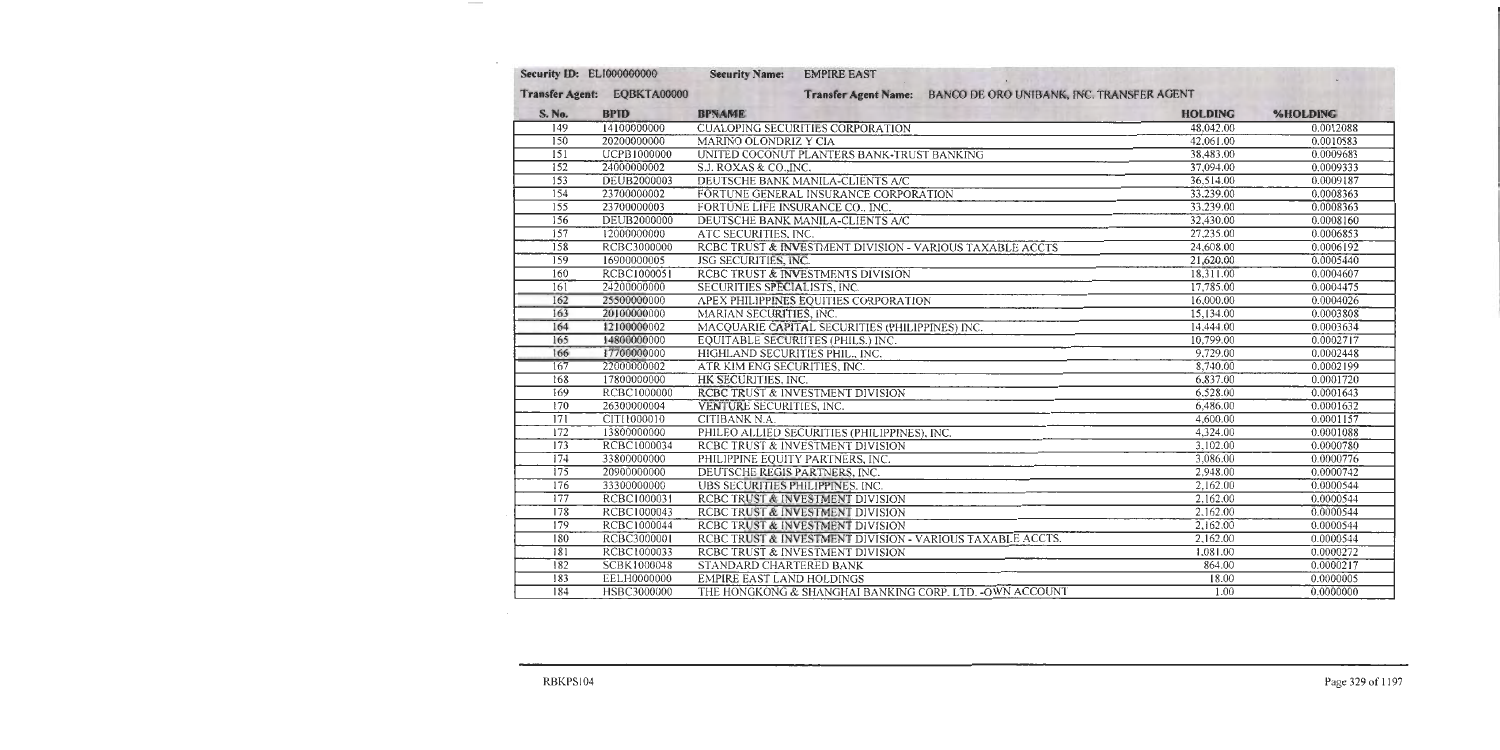**Security ID:** EL1000000000 **Security Name:** EMPIRE EAST

**Transfer Agent:** EQBKTA00000 **Transfer Agent Name:** BANCO DE ORO UNIBANK, INC. TRANSFER AGENT

| S. No. | BPID | BPNAME | HOLDING | %HOLDING |
|---|---|---|---|---|
| 149 | 14100000000 | CUALOPING SECURITIES CORPORATION | 48,042.00 | 0.0012088 |
| 150 | 20200000000 | MARINO OLONDRIZ Y CIA | 42,061.00 | 0.0010583 |
| 151 | UCPB1000000 | UNITED COCONUT PLANTERS BANK-TRUST BANKING | 38,483.00 | 0.0009683 |
| 152 | 24000000002 | S.J. ROXAS & CO.,INC. | 37,094.00 | 0.0009333 |
| 153 | DEUB2000003 | DEUTSCHE BANK MANILA-CLIENTS A/C | 36,514.00 | 0.0009187 |
| 154 | 23700000002 | FORTUNE GENERAL INSURANCE CORPORATION | 33,239.00 | 0.0008363 |
| 155 | 23700000003 | FORTUNE LIFE INSURANCE CO., INC. | 33,239.00 | 0.0008363 |
| 156 | DEUB2000000 | DEUTSCHE BANK MANILA-CLIENTS A/C | 32,430.00 | 0.0008160 |
| 157 | 12000000000 | ATC SECURITIES, INC. | 27,235.00 | 0.0006853 |
| 158 | RCBC3000000 | RCBC TRUST & INVESTMENT DIVISION - VARIOUS TAXABLE ACCTS | 24,608.00 | 0.0006192 |
| 159 | 16900000005 | JSG SECURITIES, INC. | 21,620.00 | 0.0005440 |
| 160 | RCBC1000051 | RCBC TRUST & INVESTMENTS DIVISION | 18,311.00 | 0.0004607 |
| 161 | 24200000000 | SECURITIES SPECIALISTS, INC. | 17,785.00 | 0.0004475 |
| 162 | 25500000000 | APEX PHILIPPINES EQUITIES CORPORATION | 16,000.00 | 0.0004026 |
| 163 | 20100000000 | MARIAN SECURITIES, INC. | 15,134.00 | 0.0003808 |
| 164 | 12100000002 | MACQUARIE CAPITAL SECURITIES (PHILIPPINES) INC. | 14,444.00 | 0.0003634 |
| 165 | 14800000000 | EQUITABLE SECURIITES (PHILS.) INC. | 10,799.00 | 0.0002717 |
| 166 | 17700000000 | HIGHLAND SECURITIES PHIL., INC. | 9,729.00 | 0.0002448 |
| 167 | 22000000002 | ATR KIM ENG SECURITIES, INC. | 8,740.00 | 0.0002199 |
| 168 | 17800000000 | HK SECURITIES, INC. | 6,837.00 | 0.0001720 |
| 169 | RCBC1000000 | RCBC TRUST & INVESTMENT DIVISION | 6,528.00 | 0.0001643 |
| 170 | 26500000004 | VENTURE SECURITIES, INC. | 6,486.00 | 0.0001632 |
| 171 | CITI1000010 | CITIBANK N.A. | 4,600.00 | 0.0001157 |
| 172 | 13800000000 | PHILEO ALLIED SECURITIES (PHILIPPINES), INC. | 4,324.00 | 0.0001088 |
| 173 | RCBC1000034 | RCBC TRUST & INVESTMENT DIVISION | 3,102.00 | 0.0000780 |
| 174 | 33800000000 | PHILIPPINE EQUITY PARTNERS, INC. | 3,086.00 | 0.0000776 |
| 175 | 20900000000 | DEUTSCHE REGIS PARTNERS, INC. | 2,948.00 | 0.0000742 |
| 176 | 33300000000 | UBS SECURITIES PHILIPPINES, INC. | 2,162.00 | 0.0000544 |
| 177 | RCBC1000031 | RCBC TRUST & INVESTMENT DIVISION | 2,162.00 | 0.0000544 |
| 178 | RCBC1000043 | RCBC TRUST & INVESTMENT DIVISION | 2,162.00 | 0.0000544 |
| 179 | RCBC1000044 | RCBC TRUST & INVESTMENT DIVISION | 2,162.00 | 0.0000544 |
| 180 | RCBC3000001 | RCBC TRUST & INVESTMENT DIVISION - VARIOUS TAXABLE ACCTS. | 2,162.00 | 0.0000544 |
| 181 | RCBC1000033 | RCBC TRUST & INVESTMENT DIVISION | 1,081.00 | 0.0000272 |
| 182 | SCBK1000048 | STANDARD CHARTERED BANK | 864.00 | 0.0000217 |
| 183 | EELH0000000 | EMPIRE EAST LAND HOLDINGS | 18.00 | 0.0000005 |
| 184 | HSBC3000000 | THE HONGKONG & SHANGHAI BANKING CORP. LTD. -OWN ACCOUNT | 1.00 | 0.0000000 |

RBKPS104